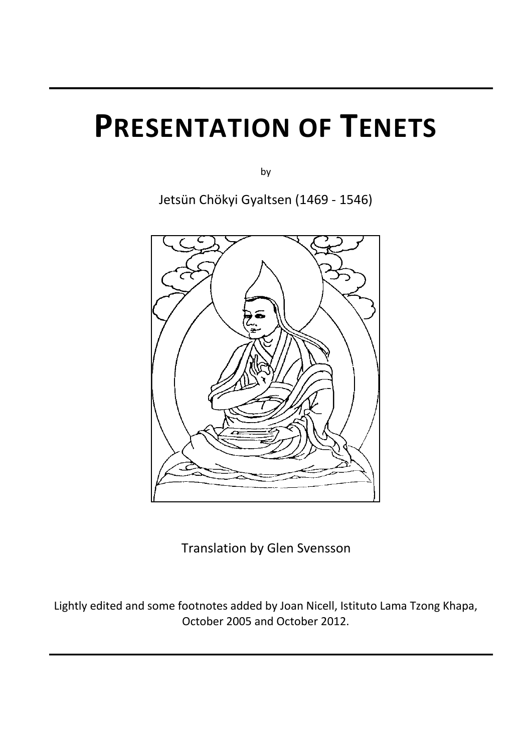# PRESENTATION OF TENETS

by

Jetsün Chökyi Gyaltsen (1469 - 1546)

Translation by Glen Svensson

Lightly edited and some footnotes added by Joan Nicell, Istituto Lama Tzong Khapa, October 2005 and October 2012.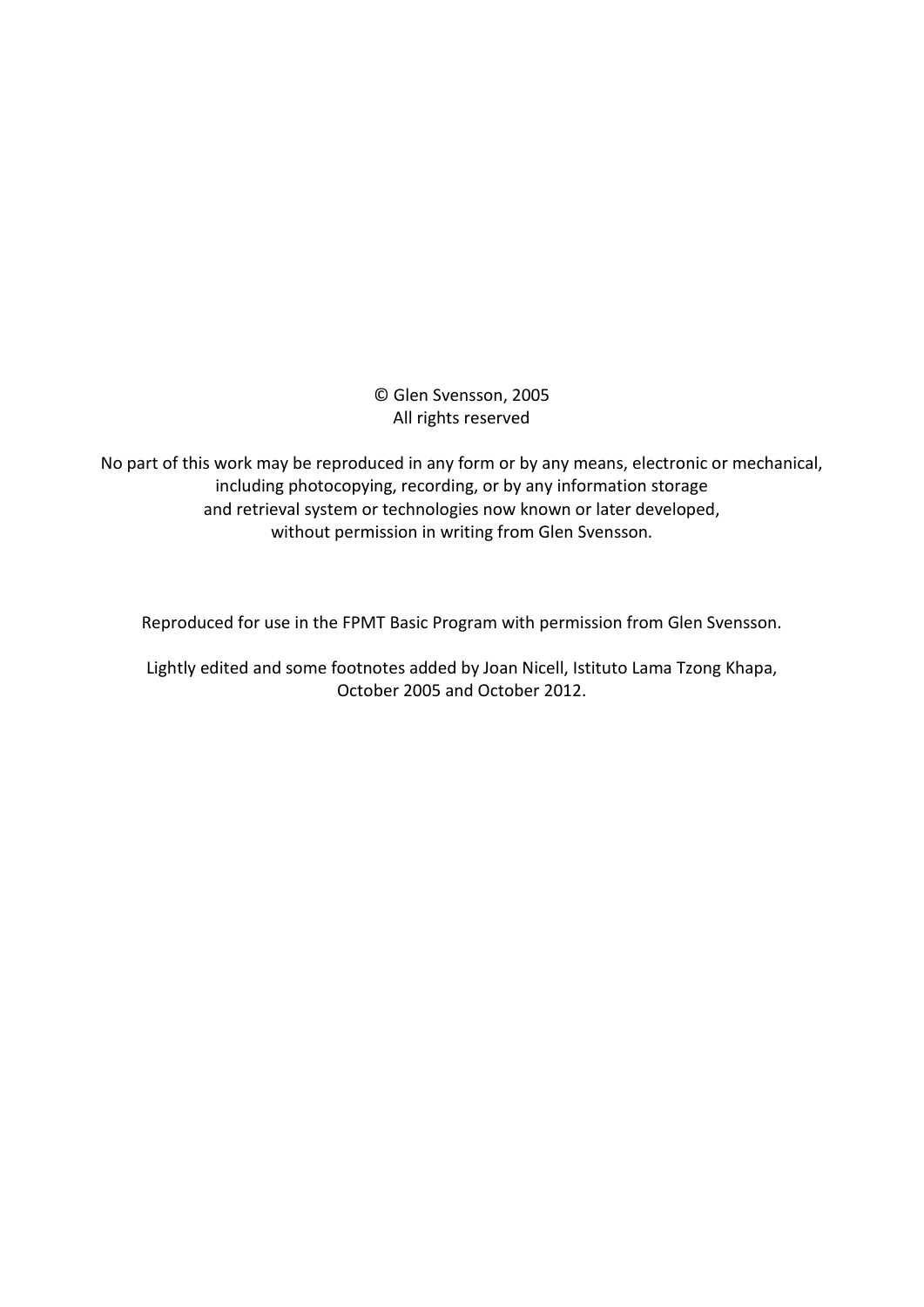© Glen Svensson, 2005
All rights reserved

No part of this work may be reproduced in any form or by any means, electronic or mechanical, including photocopying, recording, or by any information storage and retrieval system or technologies now known or later developed, without permission in writing from Glen Svensson.

Reproduced for use in the FPMT Basic Program with permission from Glen Svensson.

Lightly edited and some footnotes added by Joan Nicell, Istituto Lama Tzong Khapa, October 2005 and October 2012.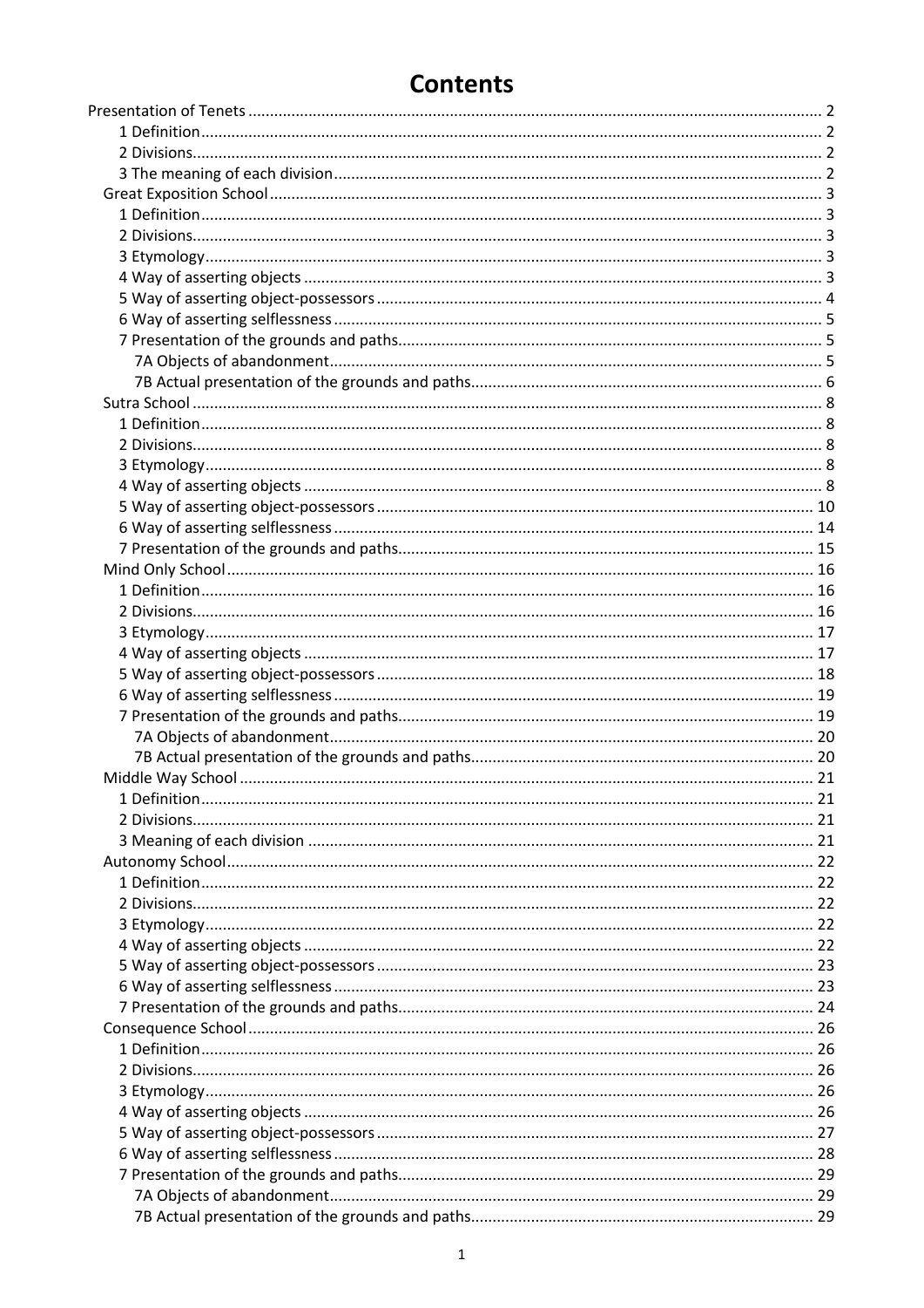# Contents

- Presentation of Tenets ..... 2
  - 1 Definition ..... 2
  - 2 Divisions ..... 2
  - 3 The meaning of each division ..... 2
- Great Exposition School ..... 3
  - 1 Definition ..... 3
  - 2 Divisions ..... 3
  - 3 Etymology ..... 3
  - 4 Way of asserting objects ..... 3
  - 5 Way of asserting object-possessors ..... 4
  - 6 Way of asserting selflessness ..... 5
  - 7 Presentation of the grounds and paths ..... 5
    - 7A Objects of abandonment ..... 5
    - 7B Actual presentation of the grounds and paths ..... 6
- Sutra School ..... 8
  - 1 Definition ..... 8
  - 2 Divisions ..... 8
  - 3 Etymology ..... 8
  - 4 Way of asserting objects ..... 8
  - 5 Way of asserting object-possessors ..... 10
  - 6 Way of asserting selflessness ..... 14
  - 7 Presentation of the grounds and paths ..... 15
- Mind Only School ..... 16
  - 1 Definition ..... 16
  - 2 Divisions ..... 16
  - 3 Etymology ..... 17
  - 4 Way of asserting objects ..... 17
  - 5 Way of asserting object-possessors ..... 18
  - 6 Way of asserting selflessness ..... 19
  - 7 Presentation of the grounds and paths ..... 19
    - 7A Objects of abandonment ..... 20
    - 7B Actual presentation of the grounds and paths ..... 20
- Middle Way School ..... 21
  - 1 Definition ..... 21
  - 2 Divisions ..... 21
  - 3 Meaning of each division ..... 21
- Autonomy School ..... 22
  - 1 Definition ..... 22
  - 2 Divisions ..... 22
  - 3 Etymology ..... 22
  - 4 Way of asserting objects ..... 22
  - 5 Way of asserting object-possessors ..... 23
  - 6 Way of asserting selflessness ..... 23
  - 7 Presentation of the grounds and paths ..... 24
- Consequence School ..... 26
  - 1 Definition ..... 26
  - 2 Divisions ..... 26
  - 3 Etymology ..... 26
  - 4 Way of asserting objects ..... 26
  - 5 Way of asserting object-possessors ..... 27
  - 6 Way of asserting selflessness ..... 28
  - 7 Presentation of the grounds and paths ..... 29
    - 7A Objects of abandonment ..... 29
    - 7B Actual presentation of the grounds and paths ..... 29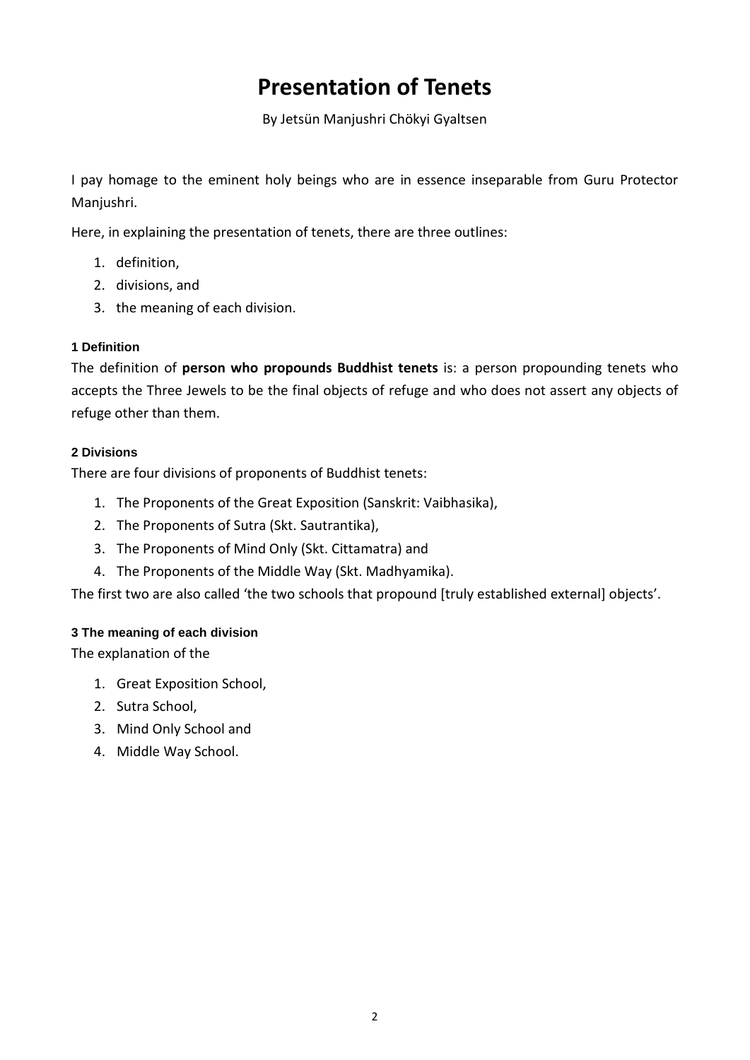# Presentation of Tenets

By Jetsün Manjushri Chökyi Gyaltsen

I pay homage to the eminent holy beings who are in essence inseparable from Guru Protector Manjushri.

Here, in explaining the presentation of tenets, there are three outlines:

1. definition,
2. divisions, and
3. the meaning of each division.

#### 1 Definition

The definition of **person who propounds Buddhist tenets** is: a person propounding tenets who accepts the Three Jewels to be the final objects of refuge and who does not assert any objects of refuge other than them.

#### 2 Divisions

There are four divisions of proponents of Buddhist tenets:

1. The Proponents of the Great Exposition (Sanskrit: Vaibhasika),
2. The Proponents of Sutra (Skt. Sautrantika),
3. The Proponents of Mind Only (Skt. Cittamatra) and
4. The Proponents of the Middle Way (Skt. Madhyamika).

The first two are also called 'the two schools that propound [truly established external] objects'.

#### 3 The meaning of each division

The explanation of the

1. Great Exposition School,
2. Sutra School,
3. Mind Only School and
4. Middle Way School.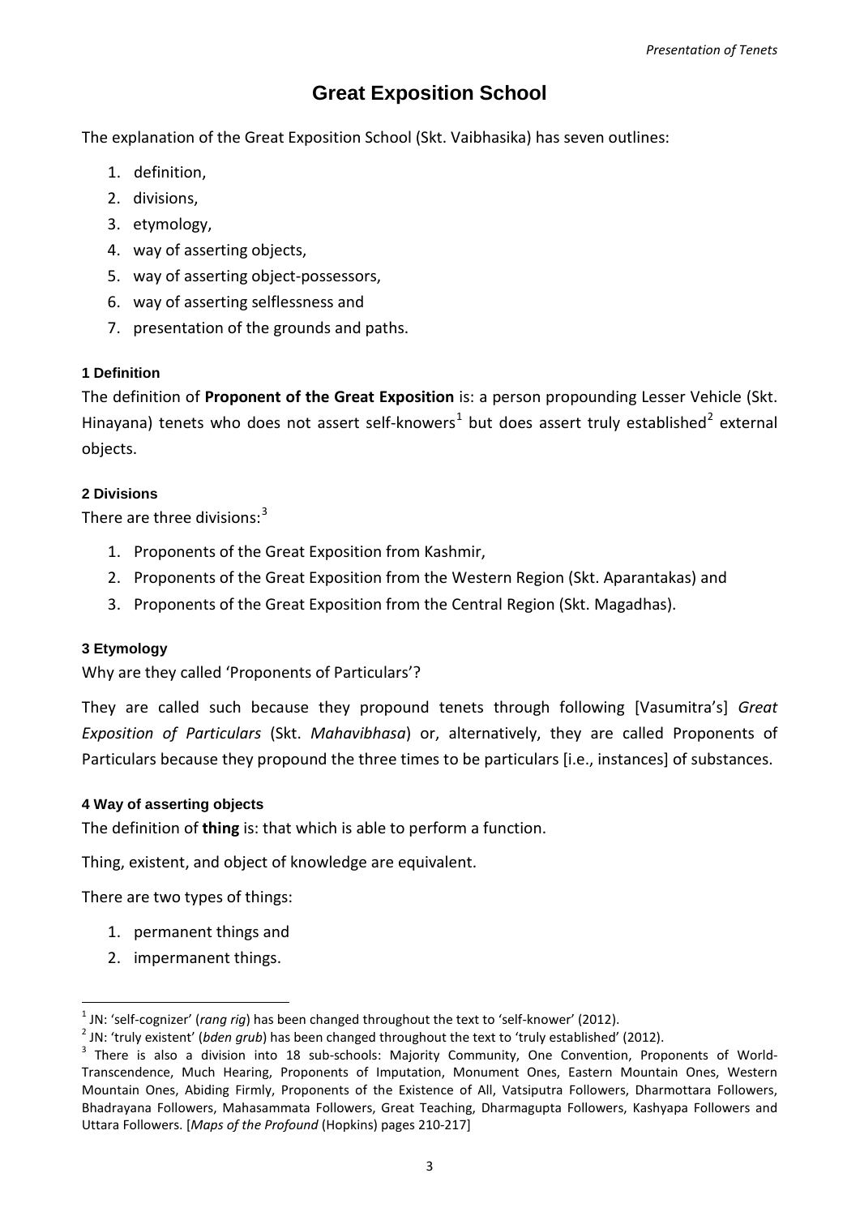# Great Exposition School

The explanation of the Great Exposition School (Skt. Vaibhasika) has seven outlines:

1. definition,
2. divisions,
3. etymology,
4. way of asserting objects,
5. way of asserting object-possessors,
6. way of asserting selflessness and
7. presentation of the grounds and paths.

#### 1 Definition

The definition of **Proponent of the Great Exposition** is: a person propounding Lesser Vehicle (Skt. Hinayana) tenets who does not assert self-knowers[1] but does assert truly established[2] external objects.

#### 2 Divisions

There are three divisions:[3]

1. Proponents of the Great Exposition from Kashmir,
2. Proponents of the Great Exposition from the Western Region (Skt. Aparantakas) and
3. Proponents of the Great Exposition from the Central Region (Skt. Magadhas).

#### 3 Etymology

Why are they called 'Proponents of Particulars'?

They are called such because they propound tenets through following [Vasumitra's] *Great Exposition of Particulars* (Skt. *Mahavibhasa*) or, alternatively, they are called Proponents of Particulars because they propound the three times to be particulars [i.e., instances] of substances.

#### 4 Way of asserting objects

The definition of **thing** is: that which is able to perform a function.

Thing, existent, and object of knowledge are equivalent.

There are two types of things:

1. permanent things and
2. impermanent things.

---

[1] JN: 'self-cognizer' (*rang rig*) has been changed throughout the text to 'self-knower' (2012).

[2] JN: 'truly existent' (*bden grub*) has been changed throughout the text to 'truly established' (2012).

[3] There is also a division into 18 sub-schools: Majority Community, One Convention, Proponents of World-Transcendence, Much Hearing, Proponents of Imputation, Monument Ones, Eastern Mountain Ones, Western Mountain Ones, Abiding Firmly, Proponents of the Existence of All, Vatsiputra Followers, Dharmottara Followers, Bhadrayana Followers, Mahasammata Followers, Great Teaching, Dharmagupta Followers, Kashyapa Followers and Uttara Followers. [*Maps of the Profound* (Hopkins) pages 210-217]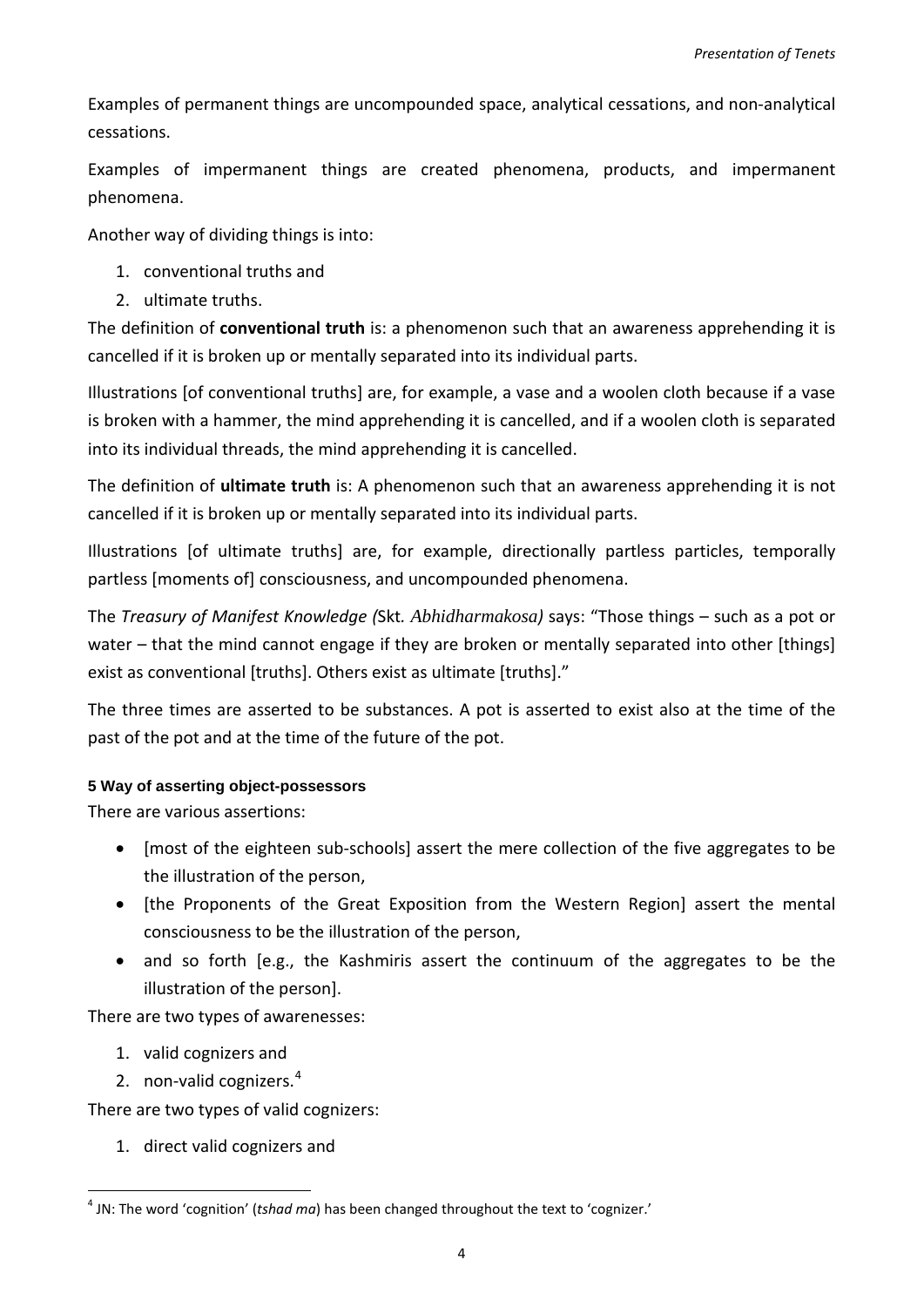Examples of permanent things are uncompounded space, analytical cessations, and non-analytical cessations.

Examples of impermanent things are created phenomena, products, and impermanent phenomena.

Another way of dividing things is into:

1. conventional truths and
2. ultimate truths.

The definition of **conventional truth** is: a phenomenon such that an awareness apprehending it is cancelled if it is broken up or mentally separated into its individual parts.

Illustrations [of conventional truths] are, for example, a vase and a woolen cloth because if a vase is broken with a hammer, the mind apprehending it is cancelled, and if a woolen cloth is separated into its individual threads, the mind apprehending it is cancelled.

The definition of **ultimate truth** is: A phenomenon such that an awareness apprehending it is not cancelled if it is broken up or mentally separated into its individual parts.

Illustrations [of ultimate truths] are, for example, directionally partless particles, temporally partless [moments of] consciousness, and uncompounded phenomena.

The *Treasury of Manifest Knowledge (*Skt*. Abhidharmakosa)* says: "Those things – such as a pot or water – that the mind cannot engage if they are broken or mentally separated into other [things] exist as conventional [truths]. Others exist as ultimate [truths]."

The three times are asserted to be substances. A pot is asserted to exist also at the time of the past of the pot and at the time of the future of the pot.

#### 5 Way of asserting object-possessors

There are various assertions:

- [most of the eighteen sub-schools] assert the mere collection of the five aggregates to be the illustration of the person,
- [the Proponents of the Great Exposition from the Western Region] assert the mental consciousness to be the illustration of the person,
- and so forth [e.g., the Kashmiris assert the continuum of the aggregates to be the illustration of the person].

There are two types of awarenesses:

1. valid cognizers and
2. non-valid cognizers.[4]

There are two types of valid cognizers:

1. direct valid cognizers and

[4] JN: The word 'cognition' (*tshad ma*) has been changed throughout the text to 'cognizer.'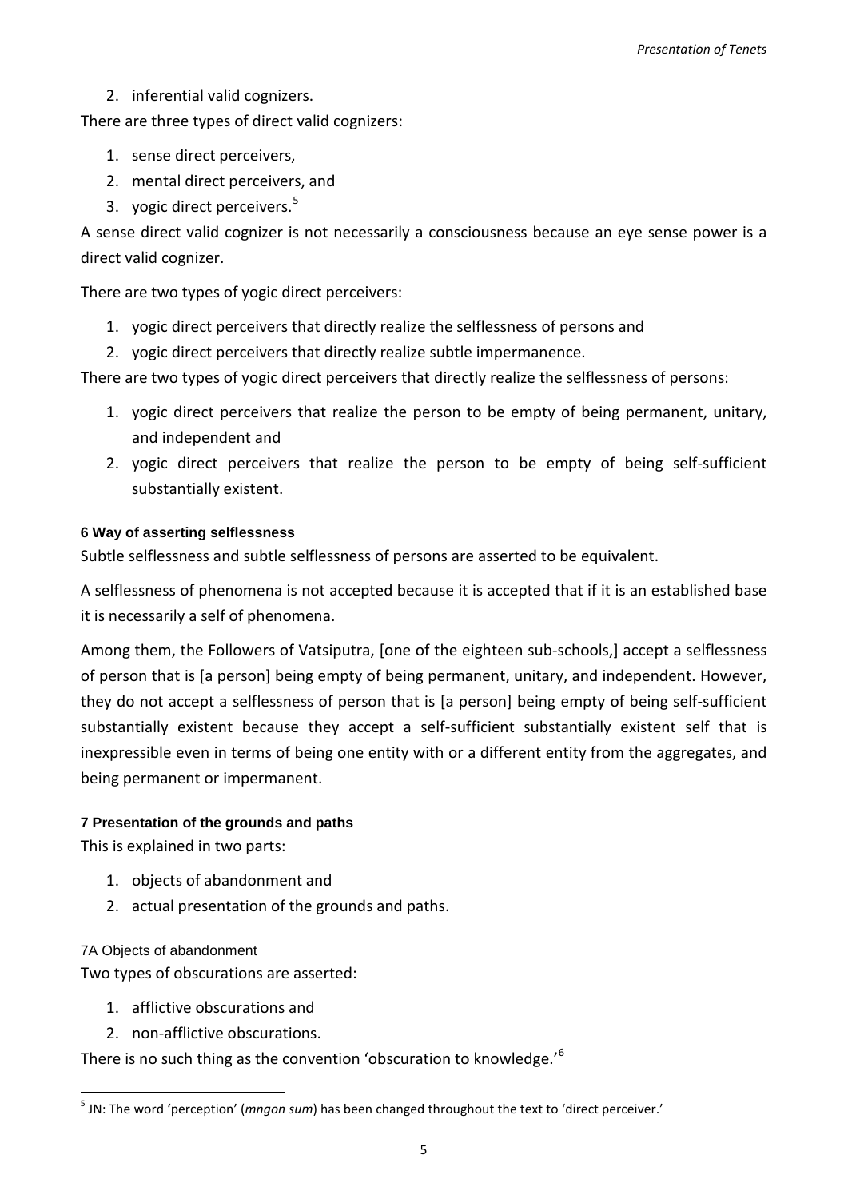2. inferential valid cognizers.

There are three types of direct valid cognizers:

1. sense direct perceivers,
2. mental direct perceivers, and
3. yogic direct perceivers.[5]

A sense direct valid cognizer is not necessarily a consciousness because an eye sense power is a direct valid cognizer.

There are two types of yogic direct perceivers:

1. yogic direct perceivers that directly realize the selflessness of persons and
2. yogic direct perceivers that directly realize subtle impermanence.

There are two types of yogic direct perceivers that directly realize the selflessness of persons:

1. yogic direct perceivers that realize the person to be empty of being permanent, unitary, and independent and
2. yogic direct perceivers that realize the person to be empty of being self-sufficient substantially existent.

#### 6 Way of asserting selflessness

Subtle selflessness and subtle selflessness of persons are asserted to be equivalent.

A selflessness of phenomena is not accepted because it is accepted that if it is an established base it is necessarily a self of phenomena.

Among them, the Followers of Vatsiputra, [one of the eighteen sub-schools,] accept a selflessness of person that is [a person] being empty of being permanent, unitary, and independent. However, they do not accept a selflessness of person that is [a person] being empty of being self-sufficient substantially existent because they accept a self-sufficient substantially existent self that is inexpressible even in terms of being one entity with or a different entity from the aggregates, and being permanent or impermanent.

#### 7 Presentation of the grounds and paths

This is explained in two parts:

1. objects of abandonment and
2. actual presentation of the grounds and paths.

##### 7A Objects of abandonment

Two types of obscurations are asserted:

1. afflictive obscurations and
2. non-afflictive obscurations.

There is no such thing as the convention 'obscuration to knowledge.'[6]

---

[5] JN: The word 'perception' (*mngon sum*) has been changed throughout the text to 'direct perceiver.'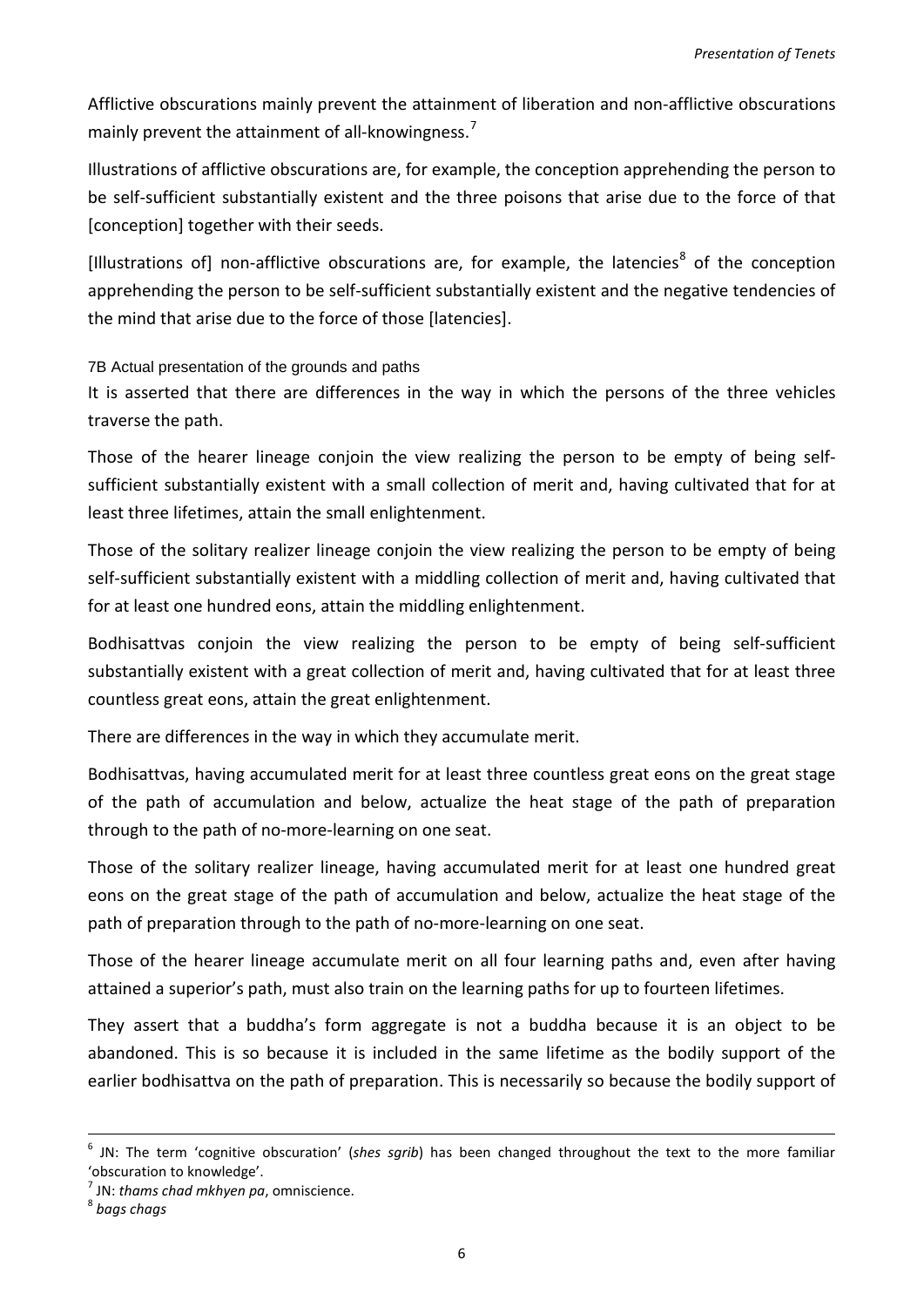Afflictive obscurations mainly prevent the attainment of liberation and non-afflictive obscurations mainly prevent the attainment of all-knowingness.[7]

Illustrations of afflictive obscurations are, for example, the conception apprehending the person to be self-sufficient substantially existent and the three poisons that arise due to the force of that [conception] together with their seeds.

[Illustrations of] non-afflictive obscurations are, for example, the latencies[8] of the conception apprehending the person to be self-sufficient substantially existent and the negative tendencies of the mind that arise due to the force of those [latencies].

### 7B Actual presentation of the grounds and paths

It is asserted that there are differences in the way in which the persons of the three vehicles traverse the path.

Those of the hearer lineage conjoin the view realizing the person to be empty of being self-sufficient substantially existent with a small collection of merit and, having cultivated that for at least three lifetimes, attain the small enlightenment.

Those of the solitary realizer lineage conjoin the view realizing the person to be empty of being self-sufficient substantially existent with a middling collection of merit and, having cultivated that for at least one hundred eons, attain the middling enlightenment.

Bodhisattvas conjoin the view realizing the person to be empty of being self-sufficient substantially existent with a great collection of merit and, having cultivated that for at least three countless great eons, attain the great enlightenment.

There are differences in the way in which they accumulate merit.

Bodhisattvas, having accumulated merit for at least three countless great eons on the great stage of the path of accumulation and below, actualize the heat stage of the path of preparation through to the path of no-more-learning on one seat.

Those of the solitary realizer lineage, having accumulated merit for at least one hundred great eons on the great stage of the path of accumulation and below, actualize the heat stage of the path of preparation through to the path of no-more-learning on one seat.

Those of the hearer lineage accumulate merit on all four learning paths and, even after having attained a superior's path, must also train on the learning paths for up to fourteen lifetimes.

They assert that a buddha's form aggregate is not a buddha because it is an object to be abandoned. This is so because it is included in the same lifetime as the bodily support of the earlier bodhisattva on the path of preparation. This is necessarily so because the bodily support of

---

[6] JN: The term 'cognitive obscuration' (*shes sgrib*) has been changed throughout the text to the more familiar 'obscuration to knowledge'.

[7] JN: *thams chad mkhyen pa*, omniscience.

[8] *bags chags*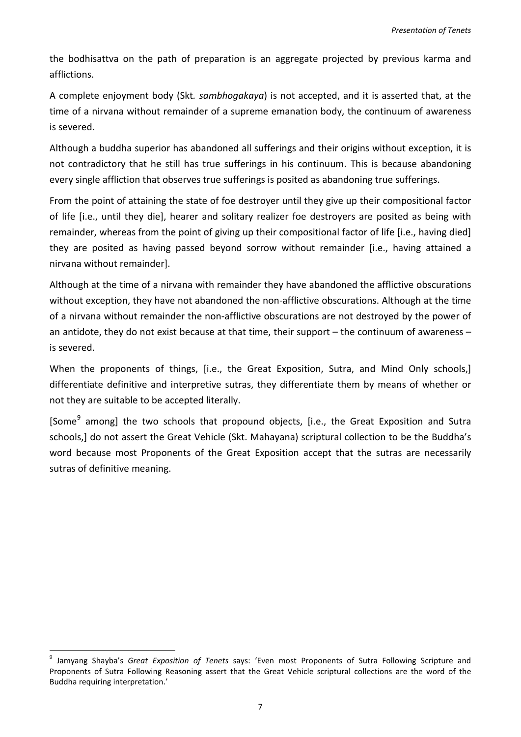the bodhisattva on the path of preparation is an aggregate projected by previous karma and afflictions.

A complete enjoyment body (Skt. *sambhogakaya*) is not accepted, and it is asserted that, at the time of a nirvana without remainder of a supreme emanation body, the continuum of awareness is severed.

Although a buddha superior has abandoned all sufferings and their origins without exception, it is not contradictory that he still has true sufferings in his continuum. This is because abandoning every single affliction that observes true sufferings is posited as abandoning true sufferings.

From the point of attaining the state of foe destroyer until they give up their compositional factor of life [i.e., until they die], hearer and solitary realizer foe destroyers are posited as being with remainder, whereas from the point of giving up their compositional factor of life [i.e., having died] they are posited as having passed beyond sorrow without remainder [i.e., having attained a nirvana without remainder].

Although at the time of a nirvana with remainder they have abandoned the afflictive obscurations without exception, they have not abandoned the non-afflictive obscurations. Although at the time of a nirvana without remainder the non-afflictive obscurations are not destroyed by the power of an antidote, they do not exist because at that time, their support – the continuum of awareness – is severed.

When the proponents of things, [i.e., the Great Exposition, Sutra, and Mind Only schools,] differentiate definitive and interpretive sutras, they differentiate them by means of whether or not they are suitable to be accepted literally.

[Some[9] among] the two schools that propound objects, [i.e., the Great Exposition and Sutra schools,] do not assert the Great Vehicle (Skt. Mahayana) scriptural collection to be the Buddha's word because most Proponents of the Great Exposition accept that the sutras are necessarily sutras of definitive meaning.

---

[9] Jamyang Shayba's *Great Exposition of Tenets* says: 'Even most Proponents of Sutra Following Scripture and Proponents of Sutra Following Reasoning assert that the Great Vehicle scriptural collections are the word of the Buddha requiring interpretation.'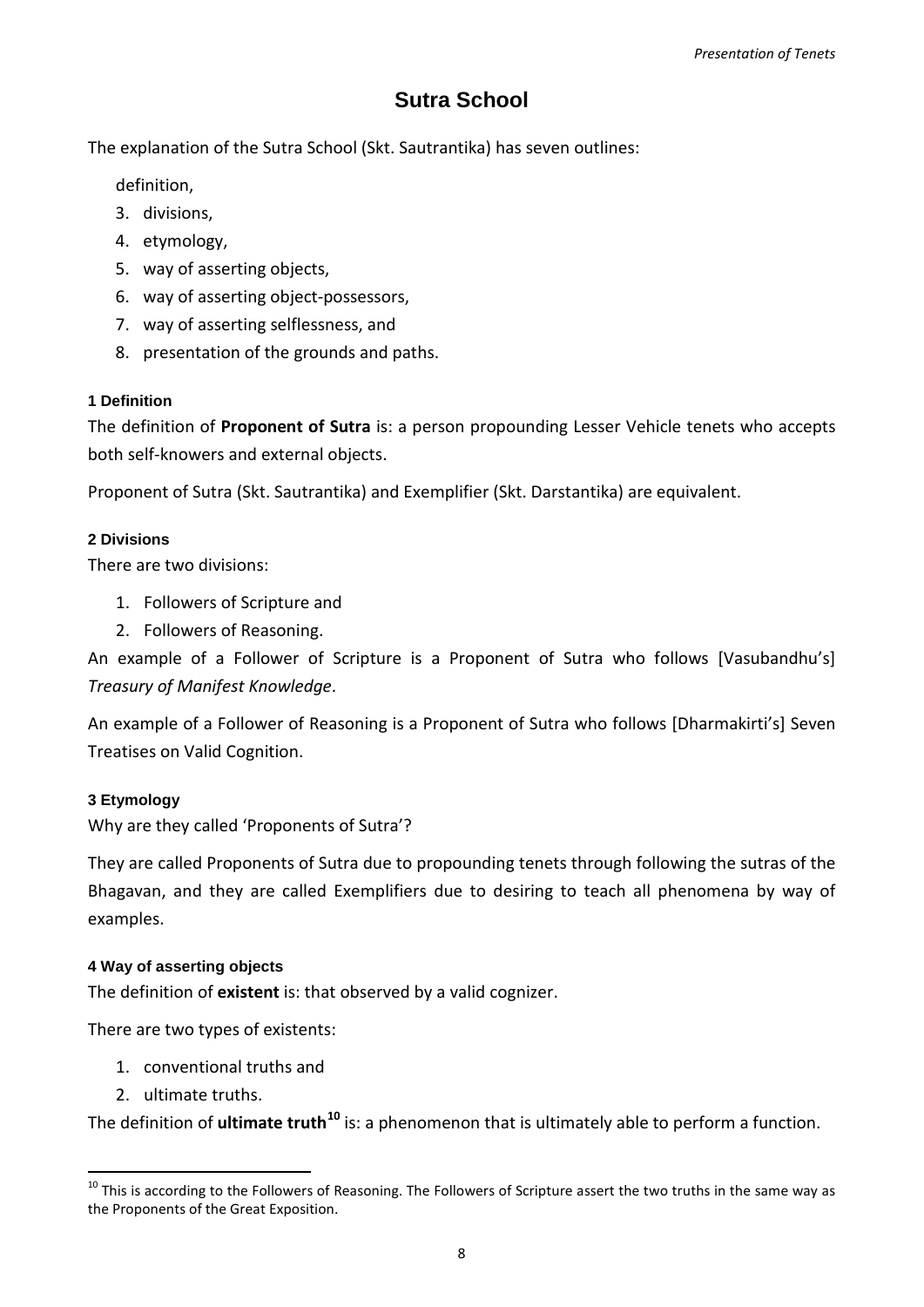## Sutra School

The explanation of the Sutra School (Skt. Sautrantika) has seven outlines:

definition,

3. divisions,
4. etymology,
5. way of asserting objects,
6. way of asserting object-possessors,
7. way of asserting selflessness, and
8. presentation of the grounds and paths.

#### 1 Definition

The definition of **Proponent of Sutra** is: a person propounding Lesser Vehicle tenets who accepts both self-knowers and external objects.

Proponent of Sutra (Skt. Sautrantika) and Exemplifier (Skt. Darstantika) are equivalent.

#### 2 Divisions

There are two divisions:

1. Followers of Scripture and
2. Followers of Reasoning.

An example of a Follower of Scripture is a Proponent of Sutra who follows [Vasubandhu's] *Treasury of Manifest Knowledge*.

An example of a Follower of Reasoning is a Proponent of Sutra who follows [Dharmakirti's] Seven Treatises on Valid Cognition.

#### 3 Etymology

Why are they called 'Proponents of Sutra'?

They are called Proponents of Sutra due to propounding tenets through following the sutras of the Bhagavan, and they are called Exemplifiers due to desiring to teach all phenomena by way of examples.

#### 4 Way of asserting objects

The definition of **existent** is: that observed by a valid cognizer.

There are two types of existents:

1. conventional truths and
2. ultimate truths.

The definition of **ultimate truth**[10] is: a phenomenon that is ultimately able to perform a function.

---

[10] This is according to the Followers of Reasoning. The Followers of Scripture assert the two truths in the same way as the Proponents of the Great Exposition.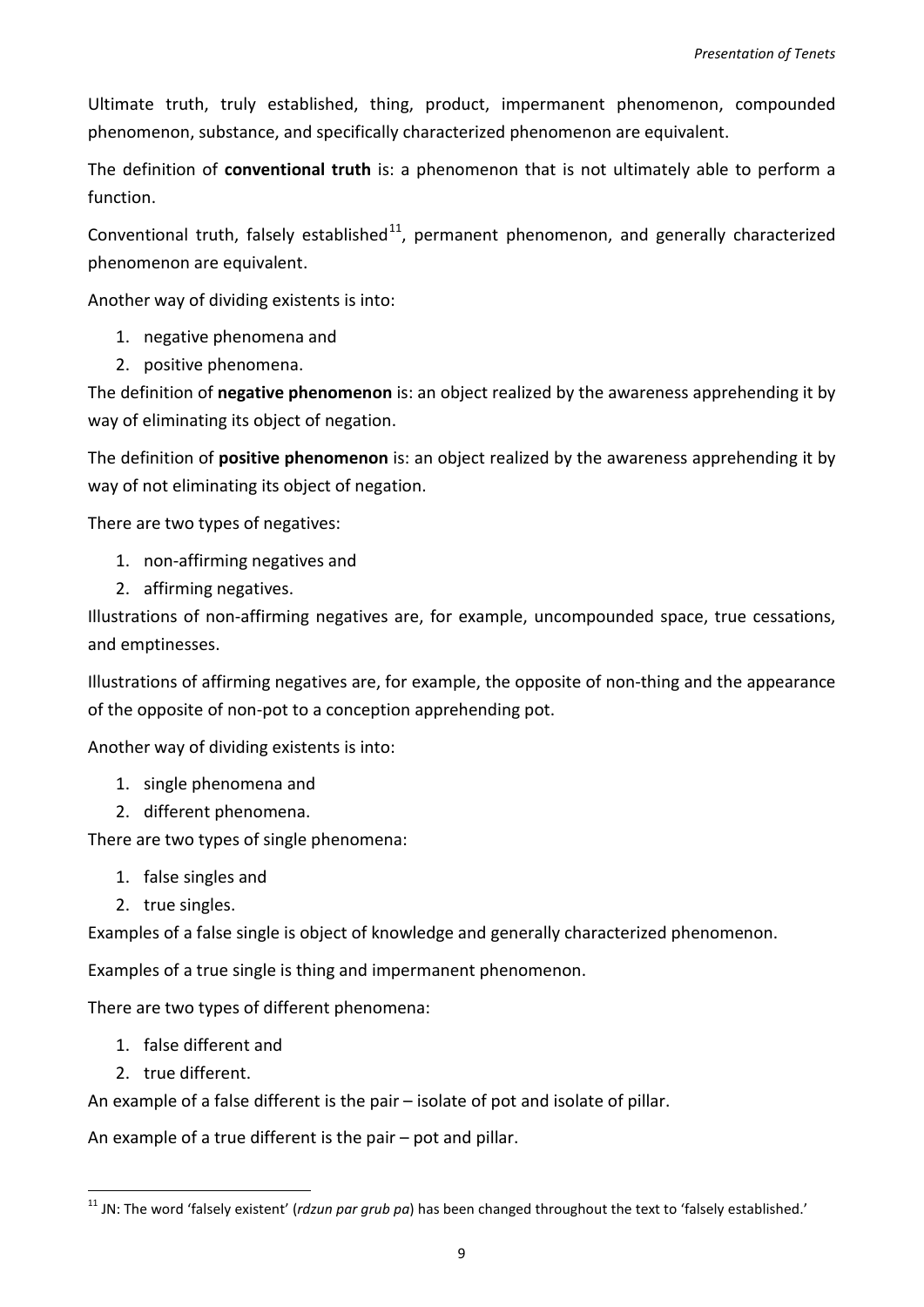Ultimate truth, truly established, thing, product, impermanent phenomenon, compounded phenomenon, substance, and specifically characterized phenomenon are equivalent.

The definition of **conventional truth** is: a phenomenon that is not ultimately able to perform a function.

Conventional truth, falsely established[11], permanent phenomenon, and generally characterized phenomenon are equivalent.

Another way of dividing existents is into:

1. negative phenomena and
2. positive phenomena.

The definition of **negative phenomenon** is: an object realized by the awareness apprehending it by way of eliminating its object of negation.

The definition of **positive phenomenon** is: an object realized by the awareness apprehending it by way of not eliminating its object of negation.

There are two types of negatives:

1. non-affirming negatives and
2. affirming negatives.

Illustrations of non-affirming negatives are, for example, uncompounded space, true cessations, and emptinesses.

Illustrations of affirming negatives are, for example, the opposite of non-thing and the appearance of the opposite of non-pot to a conception apprehending pot.

Another way of dividing existents is into:

1. single phenomena and
2. different phenomena.

There are two types of single phenomena:

1. false singles and
2. true singles.

Examples of a false single is object of knowledge and generally characterized phenomenon.

Examples of a true single is thing and impermanent phenomenon.

There are two types of different phenomena:

1. false different and
2. true different.

An example of a false different is the pair – isolate of pot and isolate of pillar.

An example of a true different is the pair – pot and pillar.

---

[11] JN: The word 'falsely existent' (*rdzun par grub pa*) has been changed throughout the text to 'falsely established.'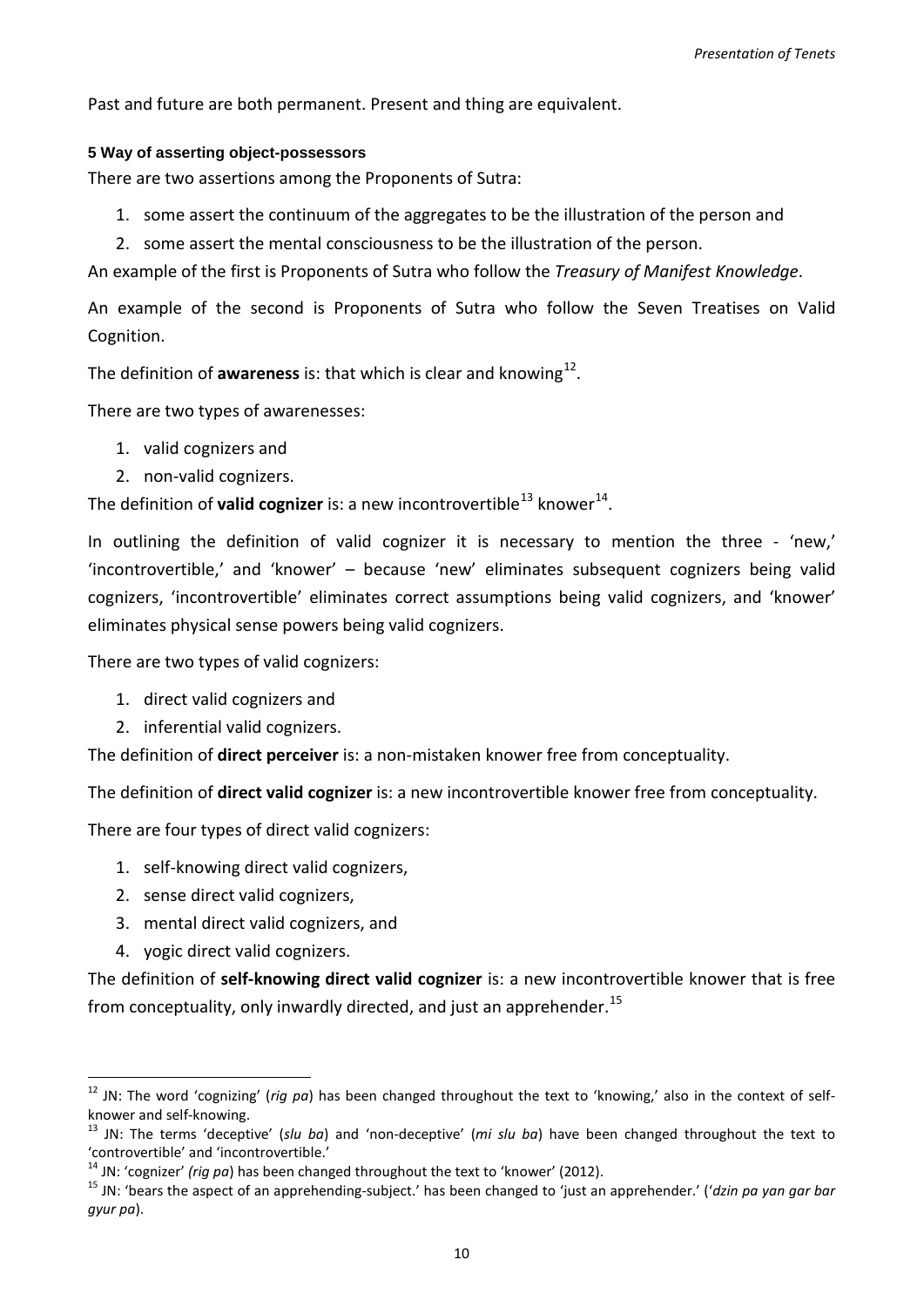Past and future are both permanent. Present and thing are equivalent.

#### 5 Way of asserting object-possessors

There are two assertions among the Proponents of Sutra:

1. some assert the continuum of the aggregates to be the illustration of the person and
2. some assert the mental consciousness to be the illustration of the person.

An example of the first is Proponents of Sutra who follow the *Treasury of Manifest Knowledge*.

An example of the second is Proponents of Sutra who follow the Seven Treatises on Valid Cognition.

The definition of **awareness** is: that which is clear and knowing[12].

There are two types of awarenesses:

1. valid cognizers and
2. non-valid cognizers.

The definition of **valid cognizer** is: a new incontrovertible[13] knower[14].

In outlining the definition of valid cognizer it is necessary to mention the three - 'new,' 'incontrovertible,' and 'knower' – because 'new' eliminates subsequent cognizers being valid cognizers, 'incontrovertible' eliminates correct assumptions being valid cognizers, and 'knower' eliminates physical sense powers being valid cognizers.

There are two types of valid cognizers:

1. direct valid cognizers and
2. inferential valid cognizers.

The definition of **direct perceiver** is: a non-mistaken knower free from conceptuality.

The definition of **direct valid cognizer** is: a new incontrovertible knower free from conceptuality.

There are four types of direct valid cognizers:

1. self-knowing direct valid cognizers,
2. sense direct valid cognizers,
3. mental direct valid cognizers, and
4. yogic direct valid cognizers.

The definition of **self-knowing direct valid cognizer** is: a new incontrovertible knower that is free from conceptuality, only inwardly directed, and just an apprehender.[15]

---

[12] JN: The word 'cognizing' (*rig pa*) has been changed throughout the text to 'knowing,' also in the context of self-knower and self-knowing.

[13] JN: The terms 'deceptive' (*slu ba*) and 'non-deceptive' (*mi slu ba*) have been changed throughout the text to 'controvertible' and 'incontrovertible.'

[14] JN: 'cognizer' *(rig pa*) has been changed throughout the text to 'knower' (2012).

[15] JN: 'bears the aspect of an apprehending-subject.' has been changed to 'just an apprehender.' ('*dzin pa yan gar bar gyur pa*).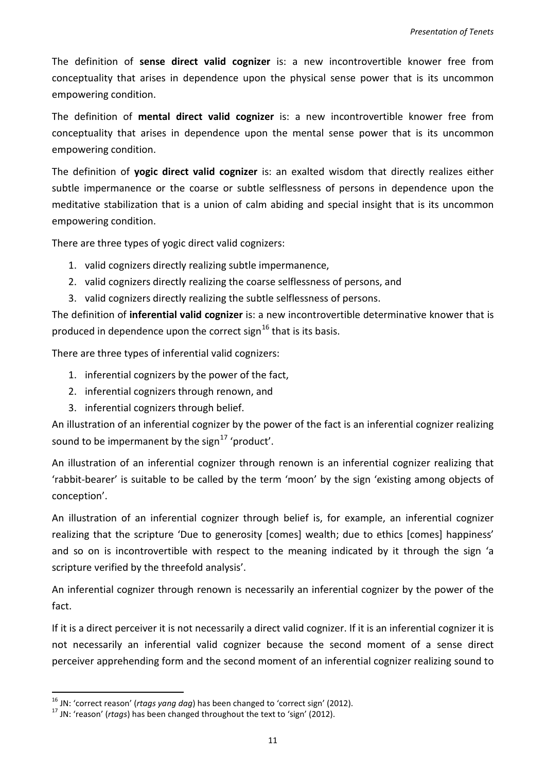The definition of **sense direct valid cognizer** is: a new incontrovertible knower free from conceptuality that arises in dependence upon the physical sense power that is its uncommon empowering condition.

The definition of **mental direct valid cognizer** is: a new incontrovertible knower free from conceptuality that arises in dependence upon the mental sense power that is its uncommon empowering condition.

The definition of **yogic direct valid cognizer** is: an exalted wisdom that directly realizes either subtle impermanence or the coarse or subtle selflessness of persons in dependence upon the meditative stabilization that is a union of calm abiding and special insight that is its uncommon empowering condition.

There are three types of yogic direct valid cognizers:

1. valid cognizers directly realizing subtle impermanence,
2. valid cognizers directly realizing the coarse selflessness of persons, and
3. valid cognizers directly realizing the subtle selflessness of persons.

The definition of **inferential valid cognizer** is: a new incontrovertible determinative knower that is produced in dependence upon the correct sign[16] that is its basis.

There are three types of inferential valid cognizers:

1. inferential cognizers by the power of the fact,
2. inferential cognizers through renown, and
3. inferential cognizers through belief.

An illustration of an inferential cognizer by the power of the fact is an inferential cognizer realizing sound to be impermanent by the sign[17] 'product'.

An illustration of an inferential cognizer through renown is an inferential cognizer realizing that 'rabbit-bearer' is suitable to be called by the term 'moon' by the sign 'existing among objects of conception'.

An illustration of an inferential cognizer through belief is, for example, an inferential cognizer realizing that the scripture 'Due to generosity [comes] wealth; due to ethics [comes] happiness' and so on is incontrovertible with respect to the meaning indicated by it through the sign 'a scripture verified by the threefold analysis'.

An inferential cognizer through renown is necessarily an inferential cognizer by the power of the fact.

If it is a direct perceiver it is not necessarily a direct valid cognizer. If it is an inferential cognizer it is not necessarily an inferential valid cognizer because the second moment of a sense direct perceiver apprehending form and the second moment of an inferential cognizer realizing sound to

[16] JN: 'correct reason' (*rtags yang dag*) has been changed to 'correct sign' (2012).

[17] JN: 'reason' (*rtags*) has been changed throughout the text to 'sign' (2012).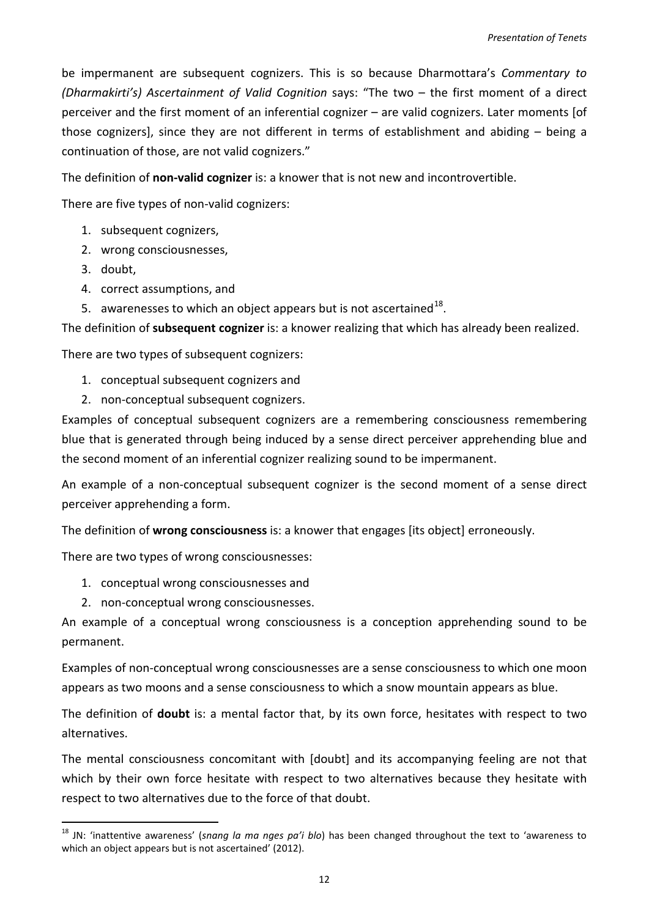be impermanent are subsequent cognizers. This is so because Dharmottara's *Commentary to (Dharmakirti's) Ascertainment of Valid Cognition* says: "The two – the first moment of a direct perceiver and the first moment of an inferential cognizer – are valid cognizers. Later moments [of those cognizers], since they are not different in terms of establishment and abiding – being a continuation of those, are not valid cognizers."

The definition of **non-valid cognizer** is: a knower that is not new and incontrovertible.

There are five types of non-valid cognizers:

1. subsequent cognizers,
2. wrong consciousnesses,
3. doubt,
4. correct assumptions, and
5. awarenesses to which an object appears but is not ascertained[18].

The definition of **subsequent cognizer** is: a knower realizing that which has already been realized.

There are two types of subsequent cognizers:

1. conceptual subsequent cognizers and
2. non-conceptual subsequent cognizers.

Examples of conceptual subsequent cognizers are a remembering consciousness remembering blue that is generated through being induced by a sense direct perceiver apprehending blue and the second moment of an inferential cognizer realizing sound to be impermanent.

An example of a non-conceptual subsequent cognizer is the second moment of a sense direct perceiver apprehending a form.

The definition of **wrong consciousness** is: a knower that engages [its object] erroneously.

There are two types of wrong consciousnesses:

1. conceptual wrong consciousnesses and
2. non-conceptual wrong consciousnesses.

An example of a conceptual wrong consciousness is a conception apprehending sound to be permanent.

Examples of non-conceptual wrong consciousnesses are a sense consciousness to which one moon appears as two moons and a sense consciousness to which a snow mountain appears as blue.

The definition of **doubt** is: a mental factor that, by its own force, hesitates with respect to two alternatives.

The mental consciousness concomitant with [doubt] and its accompanying feeling are not that which by their own force hesitate with respect to two alternatives because they hesitate with respect to two alternatives due to the force of that doubt.

---

[18] JN: 'inattentive awareness' (*snang la ma nges pa'i blo*) has been changed throughout the text to 'awareness to which an object appears but is not ascertained' (2012).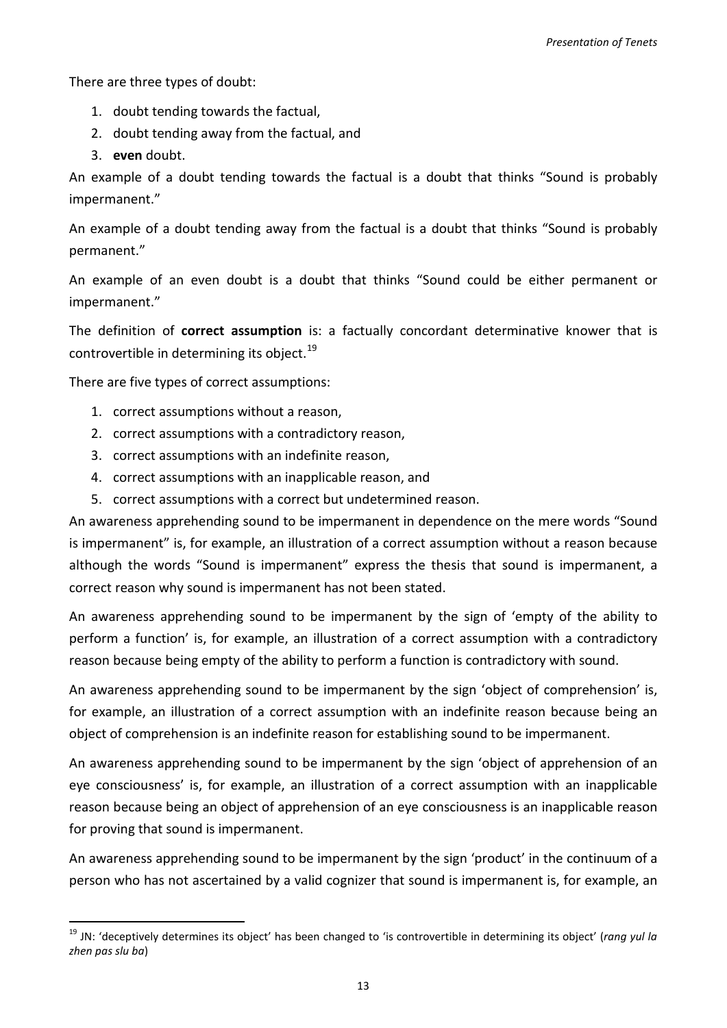There are three types of doubt:

1. doubt tending towards the factual,
2. doubt tending away from the factual, and
3. **even** doubt.

An example of a doubt tending towards the factual is a doubt that thinks "Sound is probably impermanent."

An example of a doubt tending away from the factual is a doubt that thinks "Sound is probably permanent."

An example of an even doubt is a doubt that thinks "Sound could be either permanent or impermanent."

The definition of **correct assumption** is: a factually concordant determinative knower that is controvertible in determining its object.[19]

There are five types of correct assumptions:

1. correct assumptions without a reason,
2. correct assumptions with a contradictory reason,
3. correct assumptions with an indefinite reason,
4. correct assumptions with an inapplicable reason, and
5. correct assumptions with a correct but undetermined reason.

An awareness apprehending sound to be impermanent in dependence on the mere words "Sound is impermanent" is, for example, an illustration of a correct assumption without a reason because although the words "Sound is impermanent" express the thesis that sound is impermanent, a correct reason why sound is impermanent has not been stated.

An awareness apprehending sound to be impermanent by the sign of 'empty of the ability to perform a function' is, for example, an illustration of a correct assumption with a contradictory reason because being empty of the ability to perform a function is contradictory with sound.

An awareness apprehending sound to be impermanent by the sign 'object of comprehension' is, for example, an illustration of a correct assumption with an indefinite reason because being an object of comprehension is an indefinite reason for establishing sound to be impermanent.

An awareness apprehending sound to be impermanent by the sign 'object of apprehension of an eye consciousness' is, for example, an illustration of a correct assumption with an inapplicable reason because being an object of apprehension of an eye consciousness is an inapplicable reason for proving that sound is impermanent.

An awareness apprehending sound to be impermanent by the sign 'product' in the continuum of a person who has not ascertained by a valid cognizer that sound is impermanent is, for example, an

[19] JN: 'deceptively determines its object' has been changed to 'is controvertible in determining its object' (*rang yul la zhen pas slu ba*)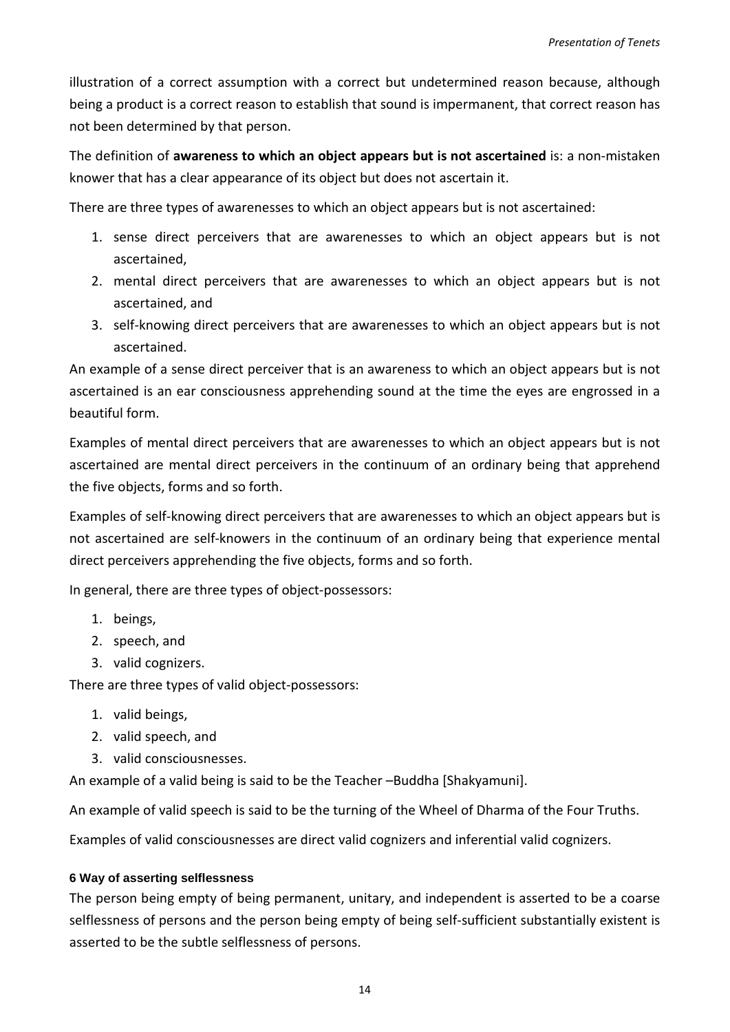illustration of a correct assumption with a correct but undetermined reason because, although being a product is a correct reason to establish that sound is impermanent, that correct reason has not been determined by that person.

The definition of **awareness to which an object appears but is not ascertained** is: a non-mistaken knower that has a clear appearance of its object but does not ascertain it.

There are three types of awarenesses to which an object appears but is not ascertained:

1. sense direct perceivers that are awarenesses to which an object appears but is not ascertained,
2. mental direct perceivers that are awarenesses to which an object appears but is not ascertained, and
3. self-knowing direct perceivers that are awarenesses to which an object appears but is not ascertained.

An example of a sense direct perceiver that is an awareness to which an object appears but is not ascertained is an ear consciousness apprehending sound at the time the eyes are engrossed in a beautiful form.

Examples of mental direct perceivers that are awarenesses to which an object appears but is not ascertained are mental direct perceivers in the continuum of an ordinary being that apprehend the five objects, forms and so forth.

Examples of self-knowing direct perceivers that are awarenesses to which an object appears but is not ascertained are self-knowers in the continuum of an ordinary being that experience mental direct perceivers apprehending the five objects, forms and so forth.

In general, there are three types of object-possessors:

1. beings,
2. speech, and
3. valid cognizers.

There are three types of valid object-possessors:

1. valid beings,
2. valid speech, and
3. valid consciousnesses.

An example of a valid being is said to be the Teacher –Buddha [Shakyamuni].

An example of valid speech is said to be the turning of the Wheel of Dharma of the Four Truths.

Examples of valid consciousnesses are direct valid cognizers and inferential valid cognizers.

#### 6 Way of asserting selflessness

The person being empty of being permanent, unitary, and independent is asserted to be a coarse selflessness of persons and the person being empty of being self-sufficient substantially existent is asserted to be the subtle selflessness of persons.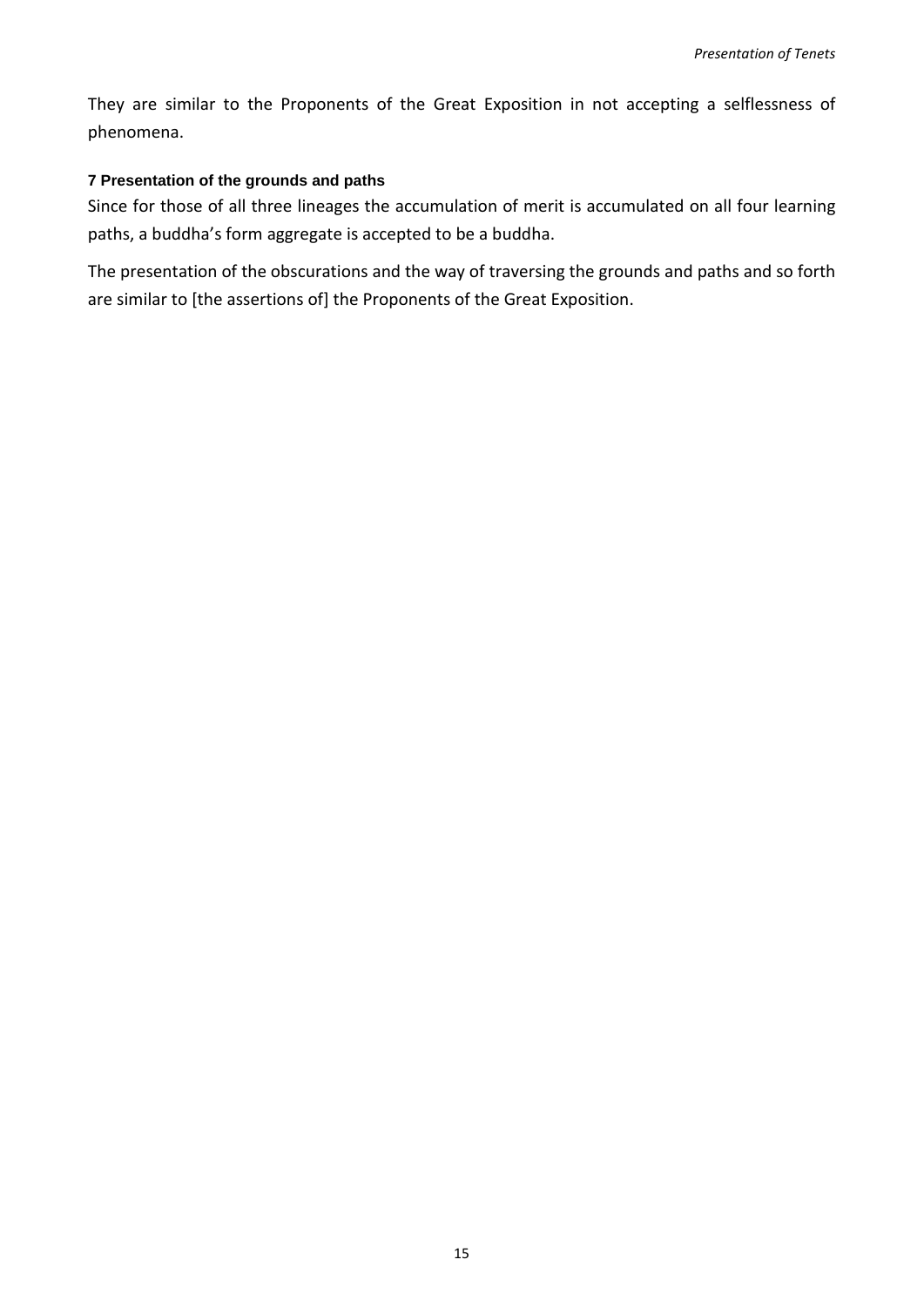They are similar to the Proponents of the Great Exposition in not accepting a selflessness of phenomena.

### 7 Presentation of the grounds and paths

Since for those of all three lineages the accumulation of merit is accumulated on all four learning paths, a buddha's form aggregate is accepted to be a buddha.

The presentation of the obscurations and the way of traversing the grounds and paths and so forth are similar to [the assertions of] the Proponents of the Great Exposition.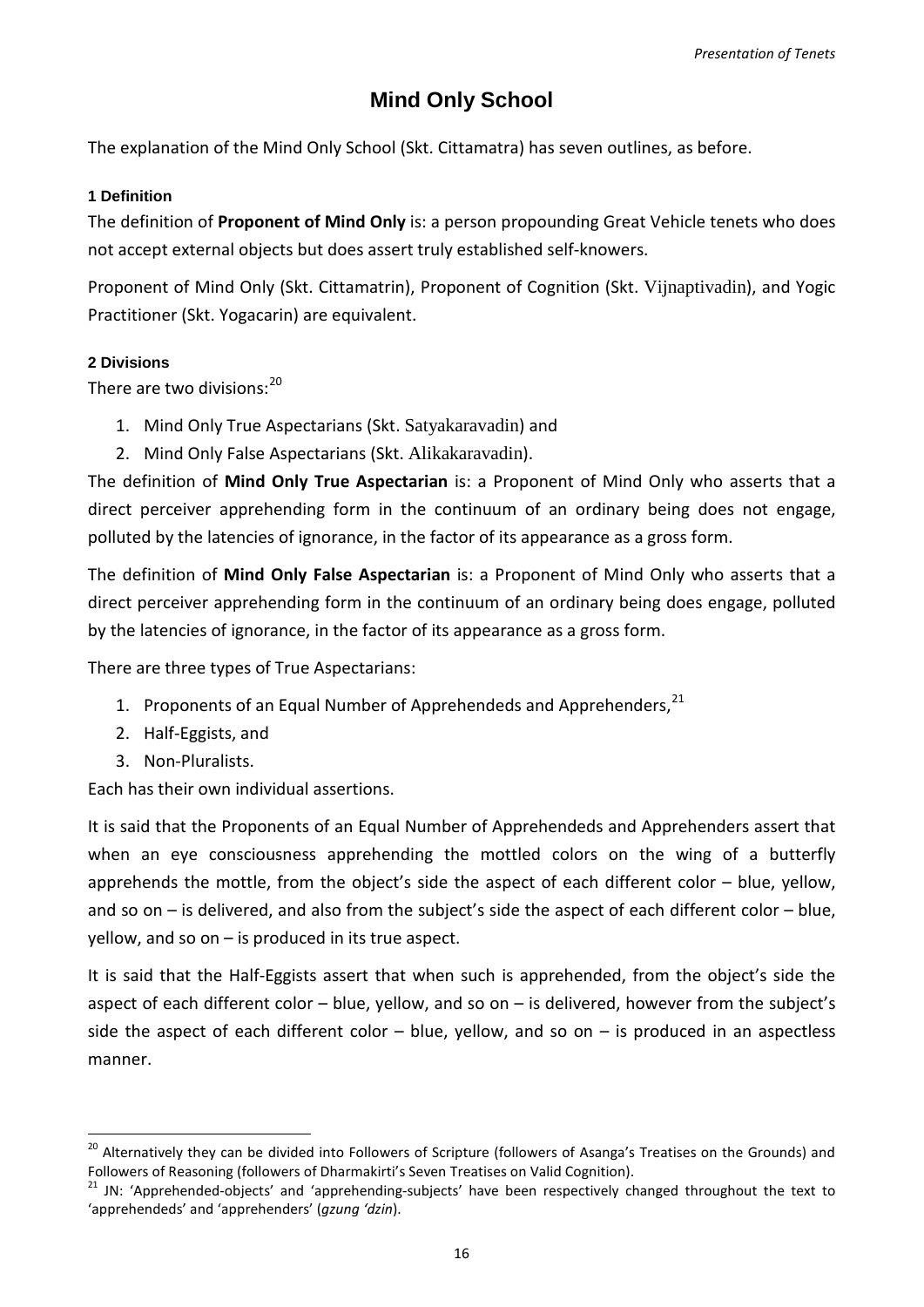# Mind Only School

The explanation of the Mind Only School (Skt. Cittamatra) has seven outlines, as before.

### 1 Definition

The definition of **Proponent of Mind Only** is: a person propounding Great Vehicle tenets who does not accept external objects but does assert truly established self-knowers.

Proponent of Mind Only (Skt. Cittamatrin), Proponent of Cognition (Skt. Vijnaptivadin), and Yogic Practitioner (Skt. Yogacarin) are equivalent.

### 2 Divisions

There are two divisions:[20]

1. Mind Only True Aspectarians (Skt. Satyakaravadin) and
2. Mind Only False Aspectarians (Skt. Alikakaravadin).

The definition of **Mind Only True Aspectarian** is: a Proponent of Mind Only who asserts that a direct perceiver apprehending form in the continuum of an ordinary being does not engage, polluted by the latencies of ignorance, in the factor of its appearance as a gross form.

The definition of **Mind Only False Aspectarian** is: a Proponent of Mind Only who asserts that a direct perceiver apprehending form in the continuum of an ordinary being does engage, polluted by the latencies of ignorance, in the factor of its appearance as a gross form.

There are three types of True Aspectarians:

1. Proponents of an Equal Number of Apprehendeds and Apprehenders,[21]
2. Half-Eggists, and
3. Non-Pluralists.

Each has their own individual assertions.

It is said that the Proponents of an Equal Number of Apprehendeds and Apprehenders assert that when an eye consciousness apprehending the mottled colors on the wing of a butterfly apprehends the mottle, from the object's side the aspect of each different color – blue, yellow, and so on – is delivered, and also from the subject's side the aspect of each different color – blue, yellow, and so on – is produced in its true aspect.

It is said that the Half-Eggists assert that when such is apprehended, from the object's side the aspect of each different color – blue, yellow, and so on – is delivered, however from the subject's side the aspect of each different color – blue, yellow, and so on – is produced in an aspectless manner.

---

[20] Alternatively they can be divided into Followers of Scripture (followers of Asanga's Treatises on the Grounds) and Followers of Reasoning (followers of Dharmakirti's Seven Treatises on Valid Cognition).

[21] JN: 'Apprehended-objects' and 'apprehending-subjects' have been respectively changed throughout the text to 'apprehendeds' and 'apprehenders' (*gzung 'dzin*).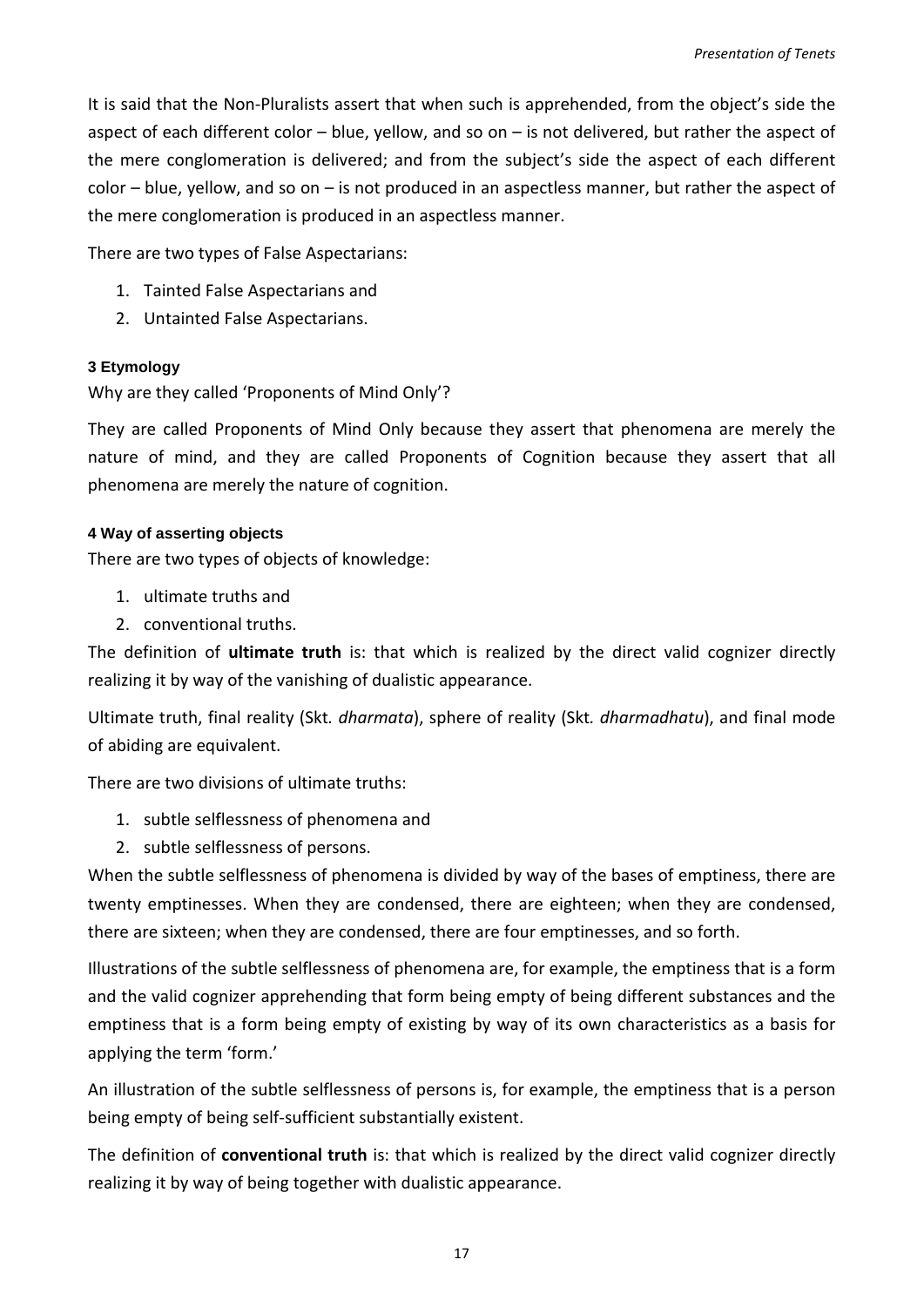It is said that the Non-Pluralists assert that when such is apprehended, from the object's side the aspect of each different color – blue, yellow, and so on – is not delivered, but rather the aspect of the mere conglomeration is delivered; and from the subject's side the aspect of each different color – blue, yellow, and so on – is not produced in an aspectless manner, but rather the aspect of the mere conglomeration is produced in an aspectless manner.

There are two types of False Aspectarians:

1. Tainted False Aspectarians and
2. Untainted False Aspectarians.

#### 3 Etymology

Why are they called 'Proponents of Mind Only'?

They are called Proponents of Mind Only because they assert that phenomena are merely the nature of mind, and they are called Proponents of Cognition because they assert that all phenomena are merely the nature of cognition.

#### 4 Way of asserting objects

There are two types of objects of knowledge:

1. ultimate truths and
2. conventional truths.

The definition of **ultimate truth** is: that which is realized by the direct valid cognizer directly realizing it by way of the vanishing of dualistic appearance.

Ultimate truth, final reality (Skt. *dharmata*), sphere of reality (Skt. *dharmadhatu*), and final mode of abiding are equivalent.

There are two divisions of ultimate truths:

1. subtle selflessness of phenomena and
2. subtle selflessness of persons.

When the subtle selflessness of phenomena is divided by way of the bases of emptiness, there are twenty emptinesses. When they are condensed, there are eighteen; when they are condensed, there are sixteen; when they are condensed, there are four emptinesses, and so forth.

Illustrations of the subtle selflessness of phenomena are, for example, the emptiness that is a form and the valid cognizer apprehending that form being empty of being different substances and the emptiness that is a form being empty of existing by way of its own characteristics as a basis for applying the term 'form.'

An illustration of the subtle selflessness of persons is, for example, the emptiness that is a person being empty of being self-sufficient substantially existent.

The definition of **conventional truth** is: that which is realized by the direct valid cognizer directly realizing it by way of being together with dualistic appearance.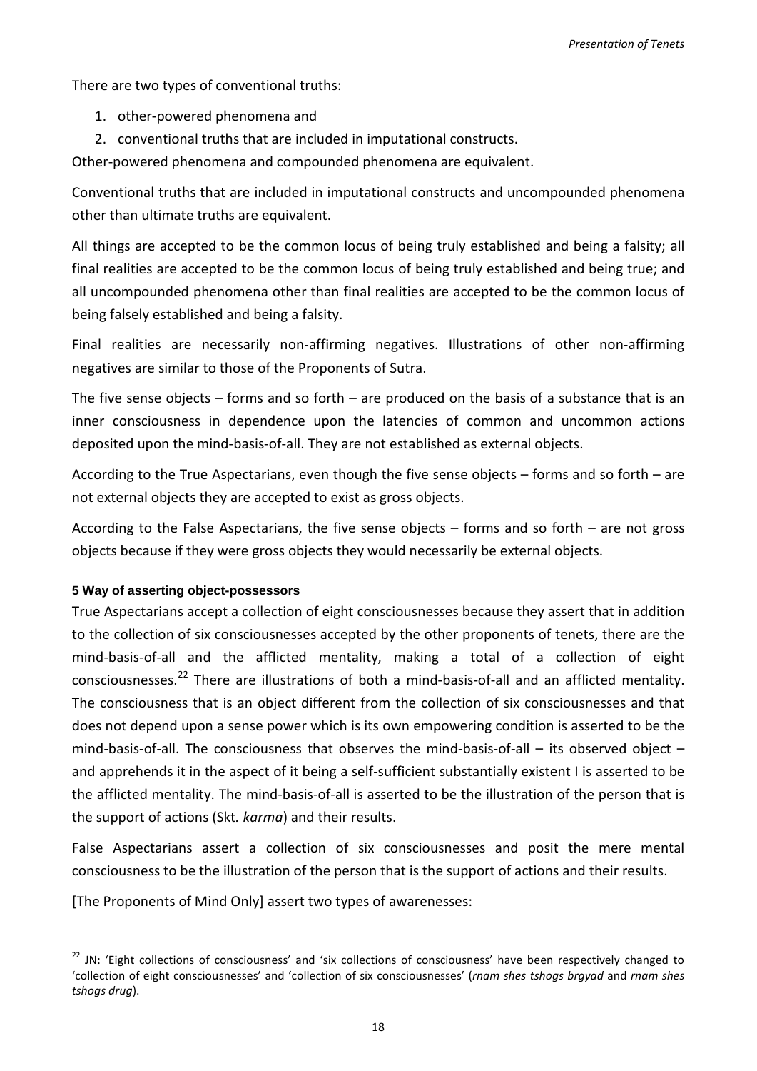There are two types of conventional truths:

1. other-powered phenomena and
2. conventional truths that are included in imputational constructs.

Other-powered phenomena and compounded phenomena are equivalent.

Conventional truths that are included in imputational constructs and uncompounded phenomena other than ultimate truths are equivalent.

All things are accepted to be the common locus of being truly established and being a falsity; all final realities are accepted to be the common locus of being truly established and being true; and all uncompounded phenomena other than final realities are accepted to be the common locus of being falsely established and being a falsity.

Final realities are necessarily non-affirming negatives. Illustrations of other non-affirming negatives are similar to those of the Proponents of Sutra.

The five sense objects – forms and so forth – are produced on the basis of a substance that is an inner consciousness in dependence upon the latencies of common and uncommon actions deposited upon the mind-basis-of-all. They are not established as external objects.

According to the True Aspectarians, even though the five sense objects – forms and so forth – are not external objects they are accepted to exist as gross objects.

According to the False Aspectarians, the five sense objects – forms and so forth – are not gross objects because if they were gross objects they would necessarily be external objects.

#### 5 Way of asserting object-possessors

True Aspectarians accept a collection of eight consciousnesses because they assert that in addition to the collection of six consciousnesses accepted by the other proponents of tenets, there are the mind-basis-of-all and the afflicted mentality, making a total of a collection of eight consciousnesses.[22] There are illustrations of both a mind-basis-of-all and an afflicted mentality. The consciousness that is an object different from the collection of six consciousnesses and that does not depend upon a sense power which is its own empowering condition is asserted to be the mind-basis-of-all. The consciousness that observes the mind-basis-of-all – its observed object – and apprehends it in the aspect of it being a self-sufficient substantially existent I is asserted to be the afflicted mentality. The mind-basis-of-all is asserted to be the illustration of the person that is the support of actions (Skt. *karma*) and their results.

False Aspectarians assert a collection of six consciousnesses and posit the mere mental consciousness to be the illustration of the person that is the support of actions and their results.

[The Proponents of Mind Only] assert two types of awarenesses:

---

[22] JN: 'Eight collections of consciousness' and 'six collections of consciousness' have been respectively changed to 'collection of eight consciousnesses' and 'collection of six consciousnesses' (*rnam shes tshogs brgyad* and *rnam shes tshogs drug*).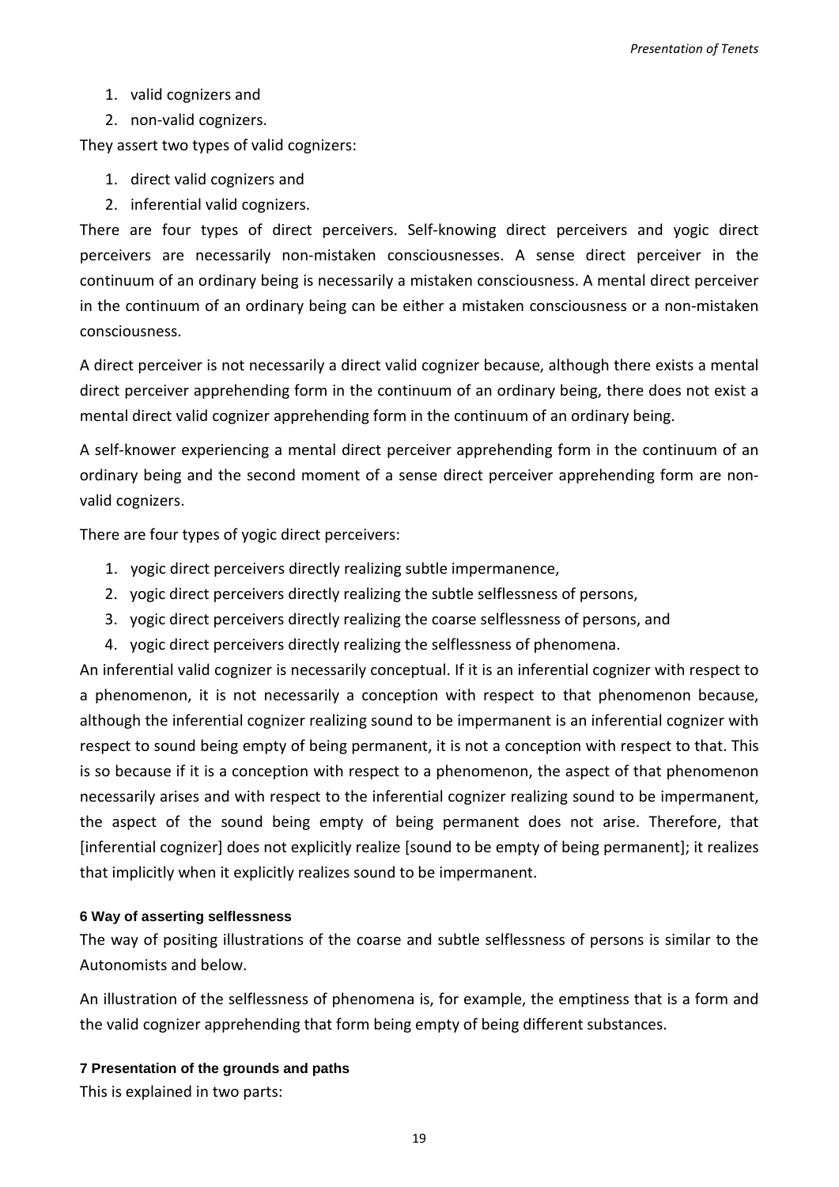1. valid cognizers and
2. non-valid cognizers.

They assert two types of valid cognizers:

1. direct valid cognizers and
2. inferential valid cognizers.

There are four types of direct perceivers. Self-knowing direct perceivers and yogic direct perceivers are necessarily non-mistaken consciousnesses. A sense direct perceiver in the continuum of an ordinary being is necessarily a mistaken consciousness. A mental direct perceiver in the continuum of an ordinary being can be either a mistaken consciousness or a non-mistaken consciousness.

A direct perceiver is not necessarily a direct valid cognizer because, although there exists a mental direct perceiver apprehending form in the continuum of an ordinary being, there does not exist a mental direct valid cognizer apprehending form in the continuum of an ordinary being.

A self-knower experiencing a mental direct perceiver apprehending form in the continuum of an ordinary being and the second moment of a sense direct perceiver apprehending form are non-valid cognizers.

There are four types of yogic direct perceivers:

1. yogic direct perceivers directly realizing subtle impermanence,
2. yogic direct perceivers directly realizing the subtle selflessness of persons,
3. yogic direct perceivers directly realizing the coarse selflessness of persons, and
4. yogic direct perceivers directly realizing the selflessness of phenomena.

An inferential valid cognizer is necessarily conceptual. If it is an inferential cognizer with respect to a phenomenon, it is not necessarily a conception with respect to that phenomenon because, although the inferential cognizer realizing sound to be impermanent is an inferential cognizer with respect to sound being empty of being permanent, it is not a conception with respect to that. This is so because if it is a conception with respect to a phenomenon, the aspect of that phenomenon necessarily arises and with respect to the inferential cognizer realizing sound to be impermanent, the aspect of the sound being empty of being permanent does not arise. Therefore, that [inferential cognizer] does not explicitly realize [sound to be empty of being permanent]; it realizes that implicitly when it explicitly realizes sound to be impermanent.

#### 6 Way of asserting selflessness

The way of positing illustrations of the coarse and subtle selflessness of persons is similar to the Autonomists and below.

An illustration of the selflessness of phenomena is, for example, the emptiness that is a form and the valid cognizer apprehending that form being empty of being different substances.

#### 7 Presentation of the grounds and paths

This is explained in two parts: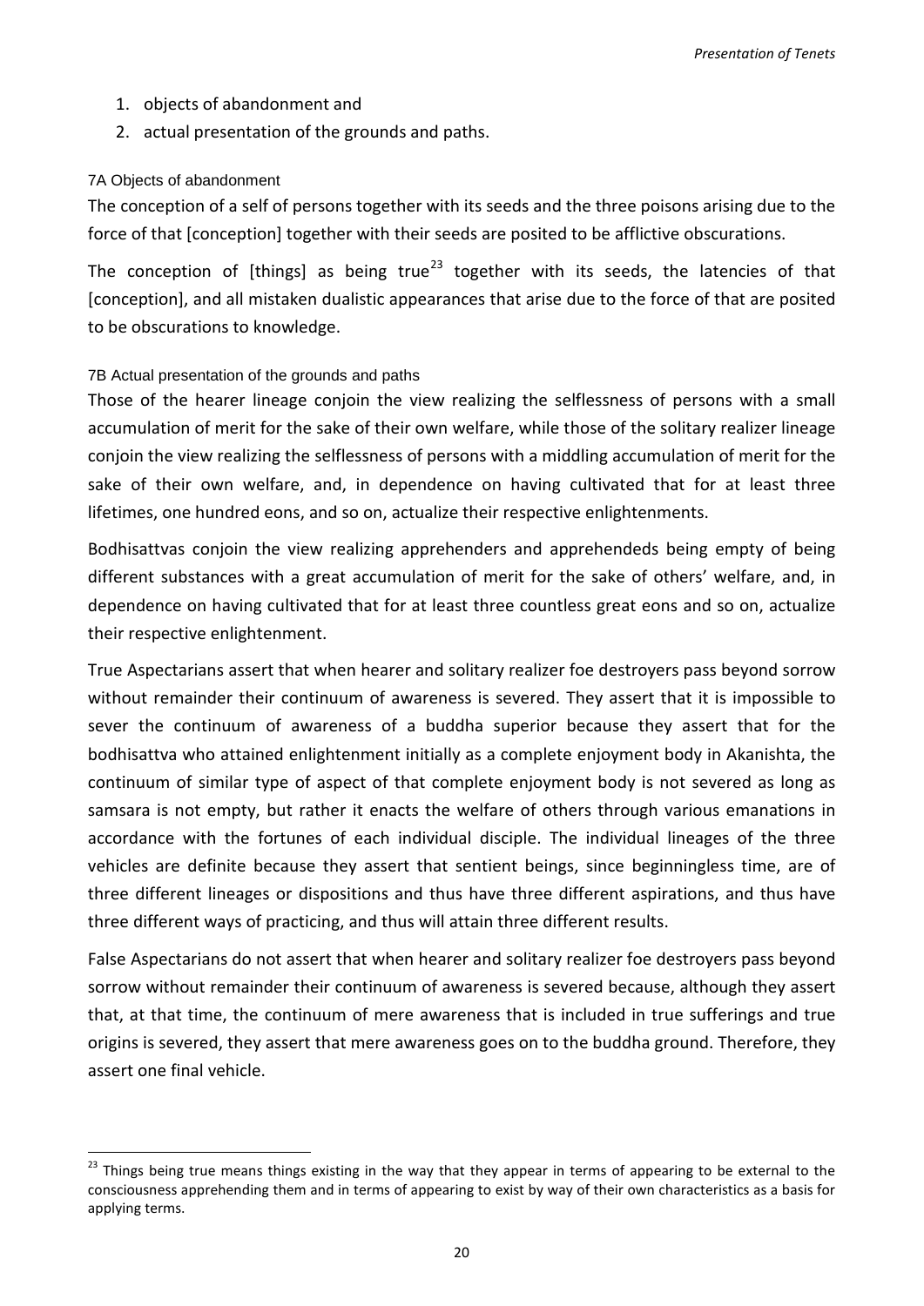1. objects of abandonment and
2. actual presentation of the grounds and paths.

#### 7A Objects of abandonment

The conception of a self of persons together with its seeds and the three poisons arising due to the force of that [conception] together with their seeds are posited to be afflictive obscurations.

The conception of [things] as being true[23] together with its seeds, the latencies of that [conception], and all mistaken dualistic appearances that arise due to the force of that are posited to be obscurations to knowledge.

#### 7B Actual presentation of the grounds and paths

Those of the hearer lineage conjoin the view realizing the selflessness of persons with a small accumulation of merit for the sake of their own welfare, while those of the solitary realizer lineage conjoin the view realizing the selflessness of persons with a middling accumulation of merit for the sake of their own welfare, and, in dependence on having cultivated that for at least three lifetimes, one hundred eons, and so on, actualize their respective enlightenments.

Bodhisattvas conjoin the view realizing apprehenders and apprehendeds being empty of being different substances with a great accumulation of merit for the sake of others' welfare, and, in dependence on having cultivated that for at least three countless great eons and so on, actualize their respective enlightenment.

True Aspectarians assert that when hearer and solitary realizer foe destroyers pass beyond sorrow without remainder their continuum of awareness is severed. They assert that it is impossible to sever the continuum of awareness of a buddha superior because they assert that for the bodhisattva who attained enlightenment initially as a complete enjoyment body in Akanishta, the continuum of similar type of aspect of that complete enjoyment body is not severed as long as samsara is not empty, but rather it enacts the welfare of others through various emanations in accordance with the fortunes of each individual disciple. The individual lineages of the three vehicles are definite because they assert that sentient beings, since beginningless time, are of three different lineages or dispositions and thus have three different aspirations, and thus have three different ways of practicing, and thus will attain three different results.

False Aspectarians do not assert that when hearer and solitary realizer foe destroyers pass beyond sorrow without remainder their continuum of awareness is severed because, although they assert that, at that time, the continuum of mere awareness that is included in true sufferings and true origins is severed, they assert that mere awareness goes on to the buddha ground. Therefore, they assert one final vehicle.

---

[23] Things being true means things existing in the way that they appear in terms of appearing to be external to the consciousness apprehending them and in terms of appearing to exist by way of their own characteristics as a basis for applying terms.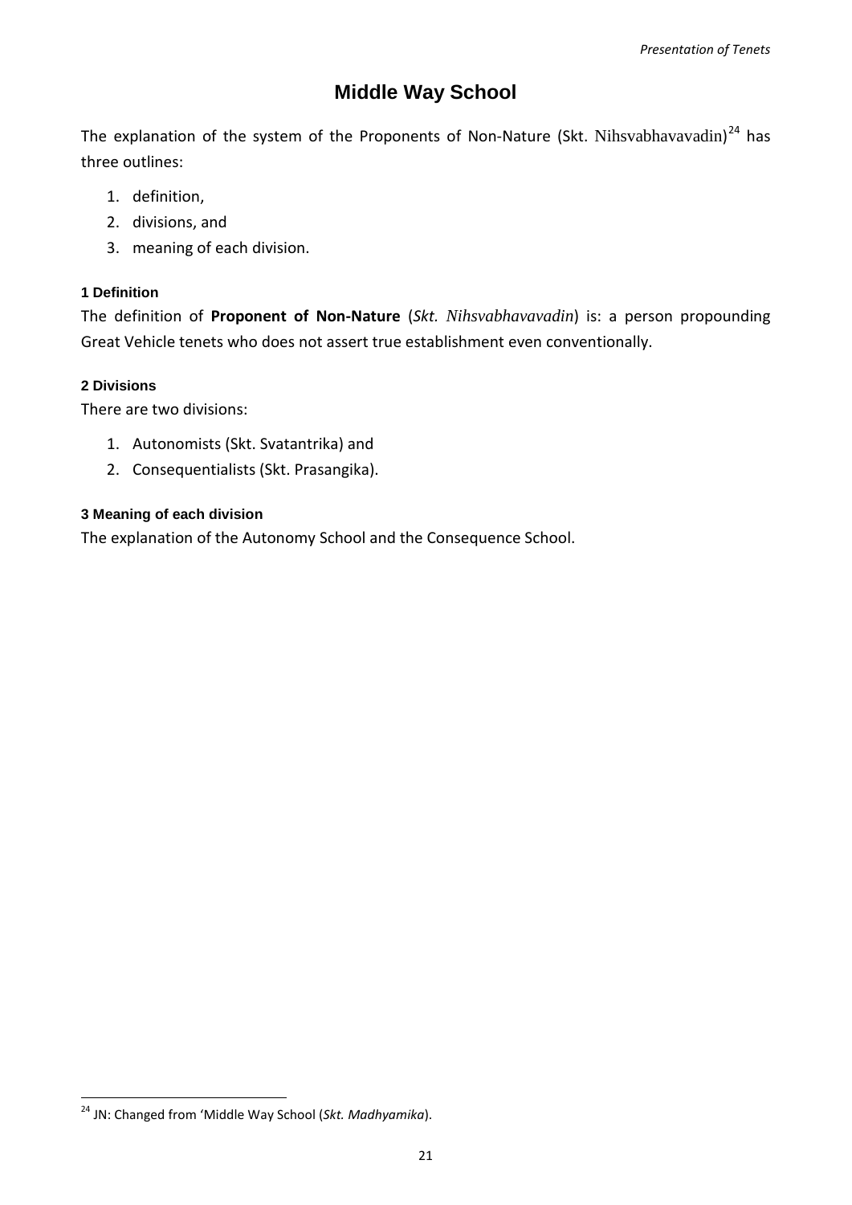# Middle Way School

The explanation of the system of the Proponents of Non-Nature (Skt. Nihsvabhavavadin)[24] has three outlines:

1. definition,
2. divisions, and
3. meaning of each division.

### 1 Definition

The definition of **Proponent of Non-Nature** (*Skt. Nihsvabhavavadin*) is: a person propounding Great Vehicle tenets who does not assert true establishment even conventionally.

### 2 Divisions

There are two divisions:

1. Autonomists (Skt. Svatantrika) and
2. Consequentialists (Skt. Prasangika).

### 3 Meaning of each division

The explanation of the Autonomy School and the Consequence School.

---

[24] JN: Changed from 'Middle Way School (*Skt. Madhyamika*).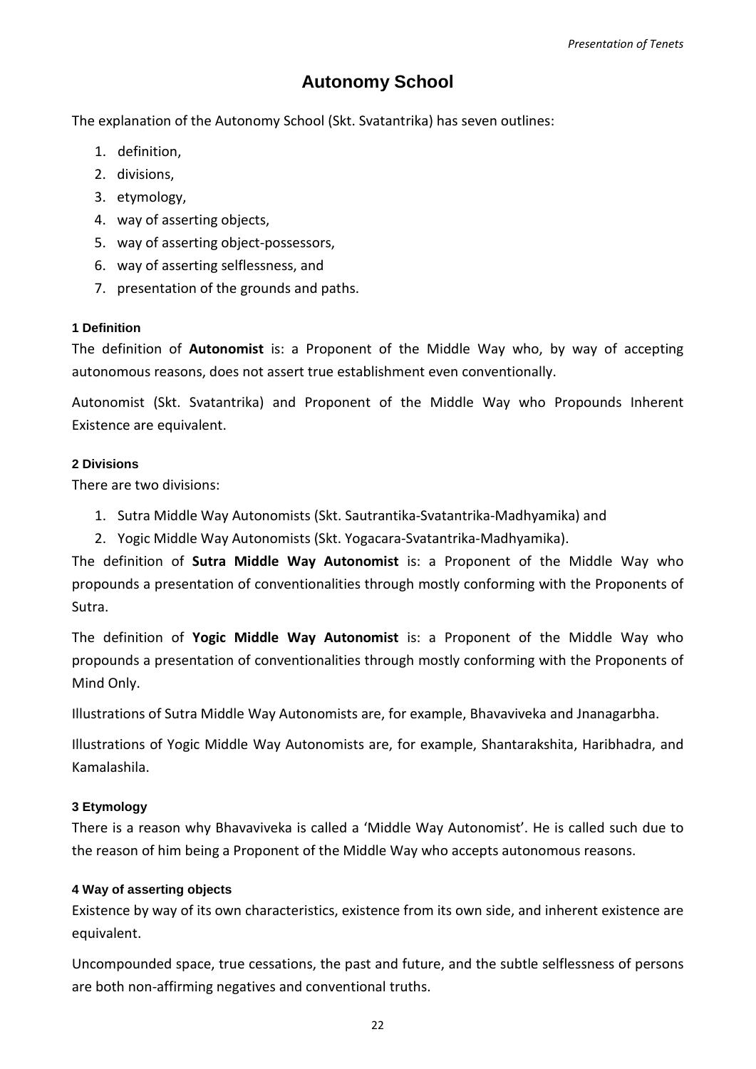# Autonomy School

The explanation of the Autonomy School (Skt. Svatantrika) has seven outlines:

1. definition,
2. divisions,
3. etymology,
4. way of asserting objects,
5. way of asserting object-possessors,
6. way of asserting selflessness, and
7. presentation of the grounds and paths.

### 1 Definition

The definition of **Autonomist** is: a Proponent of the Middle Way who, by way of accepting autonomous reasons, does not assert true establishment even conventionally.

Autonomist (Skt. Svatantrika) and Proponent of the Middle Way who Propounds Inherent Existence are equivalent.

### 2 Divisions

There are two divisions:

1. Sutra Middle Way Autonomists (Skt. Sautrantika-Svatantrika-Madhyamika) and
2. Yogic Middle Way Autonomists (Skt. Yogacara-Svatantrika-Madhyamika).

The definition of **Sutra Middle Way Autonomist** is: a Proponent of the Middle Way who propounds a presentation of conventionalities through mostly conforming with the Proponents of Sutra.

The definition of **Yogic Middle Way Autonomist** is: a Proponent of the Middle Way who propounds a presentation of conventionalities through mostly conforming with the Proponents of Mind Only.

Illustrations of Sutra Middle Way Autonomists are, for example, Bhavaviveka and Jnanagarbha.

Illustrations of Yogic Middle Way Autonomists are, for example, Shantarakshita, Haribhadra, and Kamalashila.

### 3 Etymology

There is a reason why Bhavaviveka is called a 'Middle Way Autonomist'. He is called such due to the reason of him being a Proponent of the Middle Way who accepts autonomous reasons.

### 4 Way of asserting objects

Existence by way of its own characteristics, existence from its own side, and inherent existence are equivalent.

Uncompounded space, true cessations, the past and future, and the subtle selflessness of persons are both non-affirming negatives and conventional truths.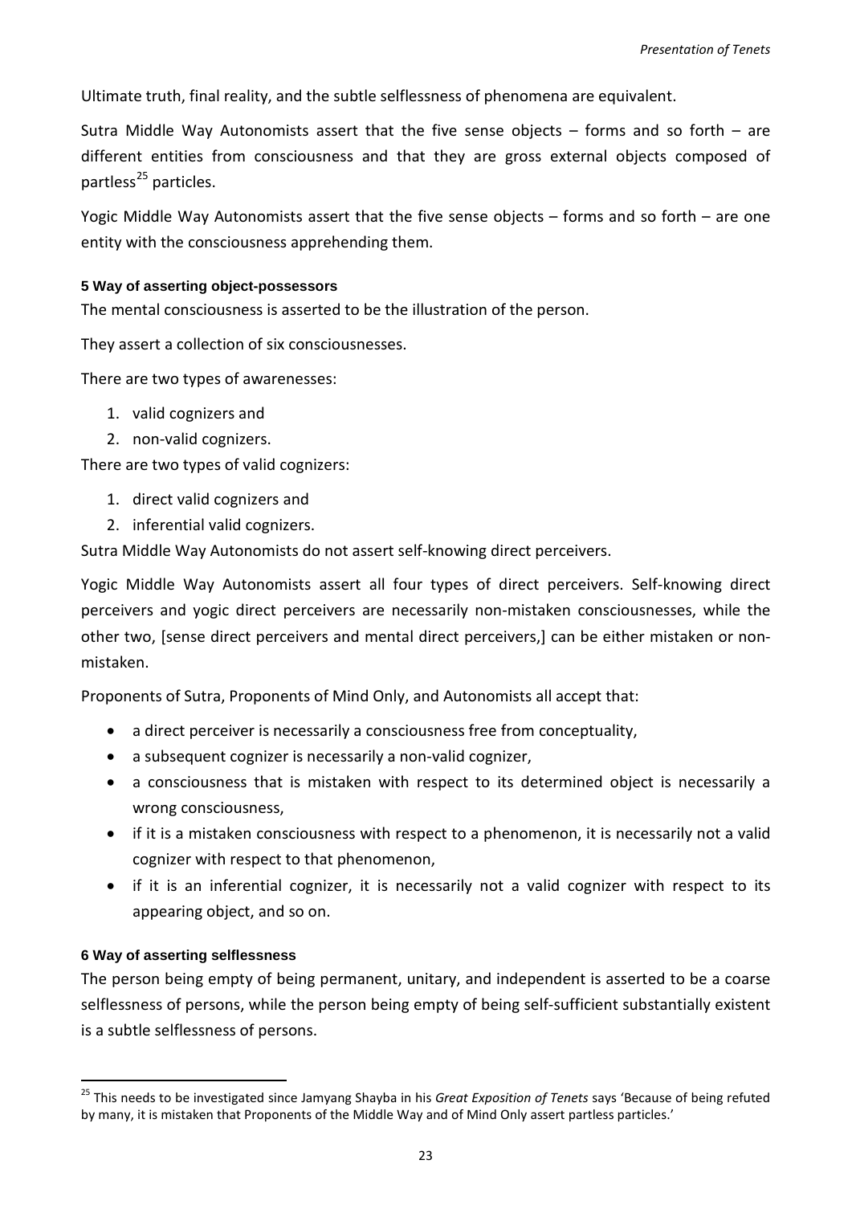Ultimate truth, final reality, and the subtle selflessness of phenomena are equivalent.

Sutra Middle Way Autonomists assert that the five sense objects – forms and so forth – are different entities from consciousness and that they are gross external objects composed of partless[25] particles.

Yogic Middle Way Autonomists assert that the five sense objects – forms and so forth – are one entity with the consciousness apprehending them.

#### 5 Way of asserting object-possessors

The mental consciousness is asserted to be the illustration of the person.

They assert a collection of six consciousnesses.

There are two types of awarenesses:

1. valid cognizers and
2. non-valid cognizers.

There are two types of valid cognizers:

1. direct valid cognizers and
2. inferential valid cognizers.

Sutra Middle Way Autonomists do not assert self-knowing direct perceivers.

Yogic Middle Way Autonomists assert all four types of direct perceivers. Self-knowing direct perceivers and yogic direct perceivers are necessarily non-mistaken consciousnesses, while the other two, [sense direct perceivers and mental direct perceivers,] can be either mistaken or non-mistaken.

Proponents of Sutra, Proponents of Mind Only, and Autonomists all accept that:

- a direct perceiver is necessarily a consciousness free from conceptuality,
- a subsequent cognizer is necessarily a non-valid cognizer,
- a consciousness that is mistaken with respect to its determined object is necessarily a wrong consciousness,
- if it is a mistaken consciousness with respect to a phenomenon, it is necessarily not a valid cognizer with respect to that phenomenon,
- if it is an inferential cognizer, it is necessarily not a valid cognizer with respect to its appearing object, and so on.

#### 6 Way of asserting selflessness

The person being empty of being permanent, unitary, and independent is asserted to be a coarse selflessness of persons, while the person being empty of being self-sufficient substantially existent is a subtle selflessness of persons.

---

[25] This needs to be investigated since Jamyang Shayba in his *Great Exposition of Tenets* says 'Because of being refuted by many, it is mistaken that Proponents of the Middle Way and of Mind Only assert partless particles.'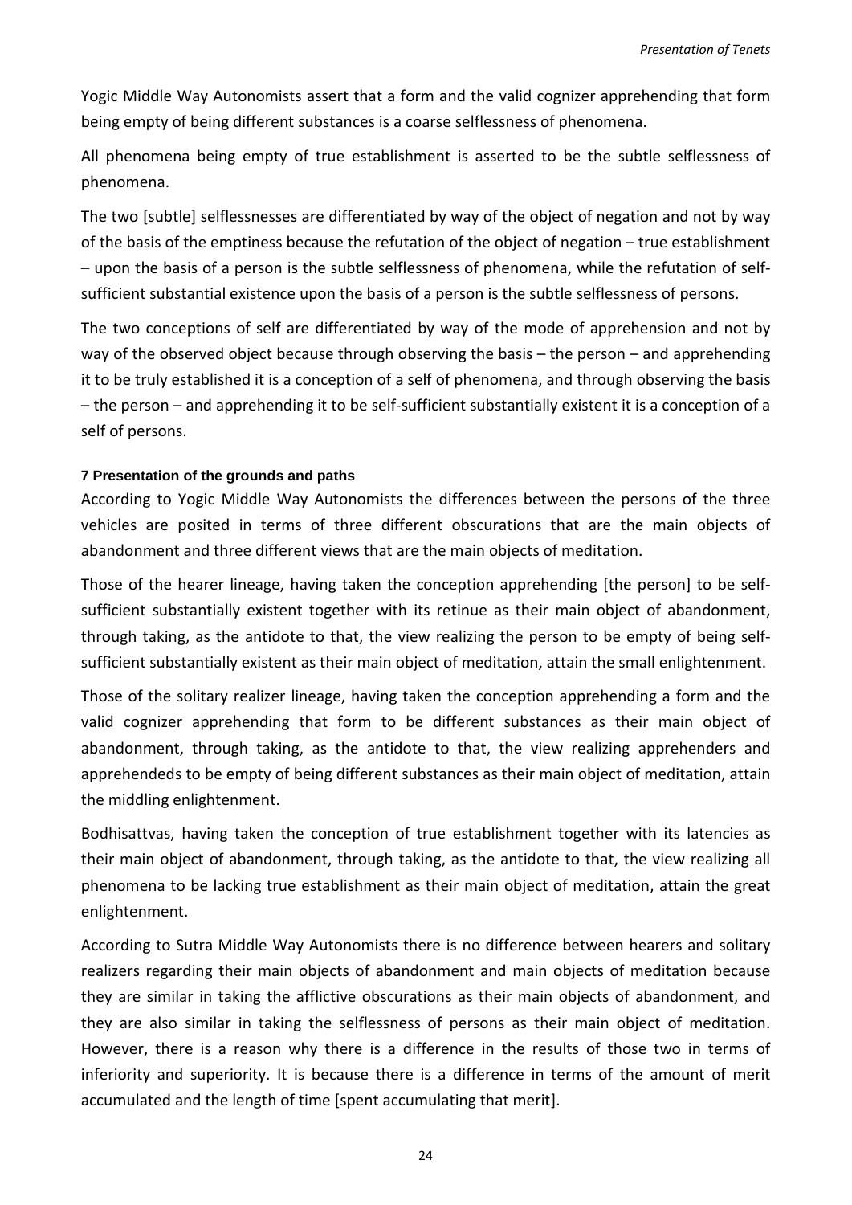Yogic Middle Way Autonomists assert that a form and the valid cognizer apprehending that form being empty of being different substances is a coarse selflessness of phenomena.

All phenomena being empty of true establishment is asserted to be the subtle selflessness of phenomena.

The two [subtle] selflessnesses are differentiated by way of the object of negation and not by way of the basis of the emptiness because the refutation of the object of negation – true establishment – upon the basis of a person is the subtle selflessness of phenomena, while the refutation of self-sufficient substantial existence upon the basis of a person is the subtle selflessness of persons.

The two conceptions of self are differentiated by way of the mode of apprehension and not by way of the observed object because through observing the basis – the person – and apprehending it to be truly established it is a conception of a self of phenomena, and through observing the basis – the person – and apprehending it to be self-sufficient substantially existent it is a conception of a self of persons.

#### 7 Presentation of the grounds and paths

According to Yogic Middle Way Autonomists the differences between the persons of the three vehicles are posited in terms of three different obscurations that are the main objects of abandonment and three different views that are the main objects of meditation.

Those of the hearer lineage, having taken the conception apprehending [the person] to be self-sufficient substantially existent together with its retinue as their main object of abandonment, through taking, as the antidote to that, the view realizing the person to be empty of being self-sufficient substantially existent as their main object of meditation, attain the small enlightenment.

Those of the solitary realizer lineage, having taken the conception apprehending a form and the valid cognizer apprehending that form to be different substances as their main object of abandonment, through taking, as the antidote to that, the view realizing apprehenders and apprehendeds to be empty of being different substances as their main object of meditation, attain the middling enlightenment.

Bodhisattvas, having taken the conception of true establishment together with its latencies as their main object of abandonment, through taking, as the antidote to that, the view realizing all phenomena to be lacking true establishment as their main object of meditation, attain the great enlightenment.

According to Sutra Middle Way Autonomists there is no difference between hearers and solitary realizers regarding their main objects of abandonment and main objects of meditation because they are similar in taking the afflictive obscurations as their main objects of abandonment, and they are also similar in taking the selflessness of persons as their main object of meditation. However, there is a reason why there is a difference in the results of those two in terms of inferiority and superiority. It is because there is a difference in terms of the amount of merit accumulated and the length of time [spent accumulating that merit].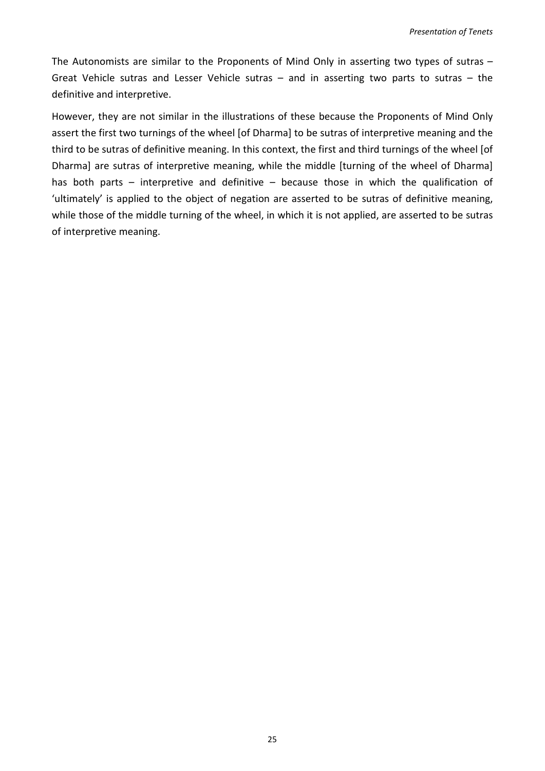The Autonomists are similar to the Proponents of Mind Only in asserting two types of sutras – Great Vehicle sutras and Lesser Vehicle sutras – and in asserting two parts to sutras – the definitive and interpretive.

However, they are not similar in the illustrations of these because the Proponents of Mind Only assert the first two turnings of the wheel [of Dharma] to be sutras of interpretive meaning and the third to be sutras of definitive meaning. In this context, the first and third turnings of the wheel [of Dharma] are sutras of interpretive meaning, while the middle [turning of the wheel of Dharma] has both parts – interpretive and definitive – because those in which the qualification of 'ultimately' is applied to the object of negation are asserted to be sutras of definitive meaning, while those of the middle turning of the wheel, in which it is not applied, are asserted to be sutras of interpretive meaning.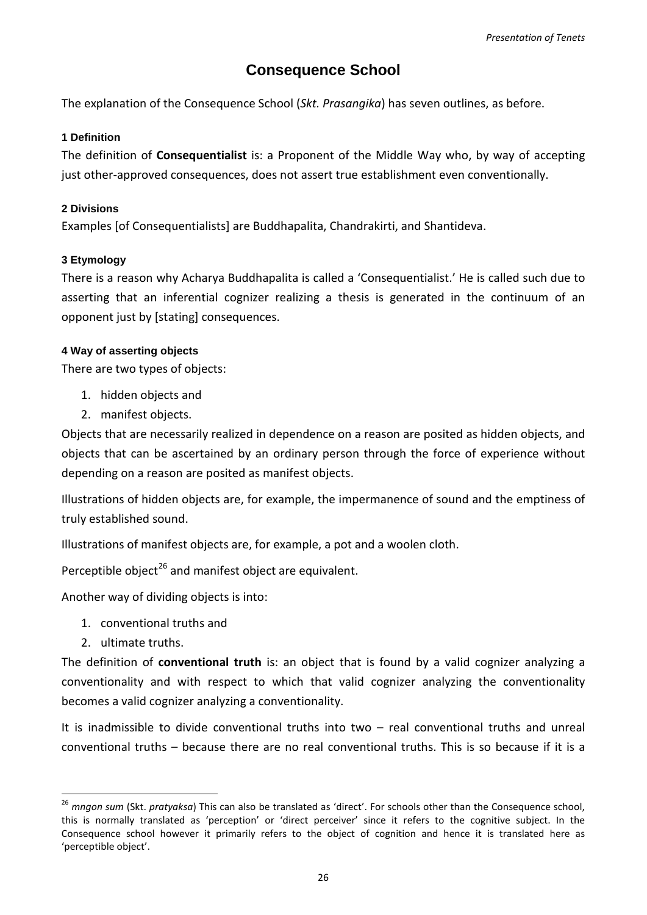# Consequence School

The explanation of the Consequence School (*Skt. Prasangika*) has seven outlines, as before.

### 1 Definition

The definition of **Consequentialist** is: a Proponent of the Middle Way who, by way of accepting just other-approved consequences, does not assert true establishment even conventionally.

### 2 Divisions

Examples [of Consequentialists] are Buddhapalita, Chandrakirti, and Shantideva.

### 3 Etymology

There is a reason why Acharya Buddhapalita is called a 'Consequentialist.' He is called such due to asserting that an inferential cognizer realizing a thesis is generated in the continuum of an opponent just by [stating] consequences.

### 4 Way of asserting objects

There are two types of objects:

1. hidden objects and
2. manifest objects.

Objects that are necessarily realized in dependence on a reason are posited as hidden objects, and objects that can be ascertained by an ordinary person through the force of experience without depending on a reason are posited as manifest objects.

Illustrations of hidden objects are, for example, the impermanence of sound and the emptiness of truly established sound.

Illustrations of manifest objects are, for example, a pot and a woolen cloth.

Perceptible object[26] and manifest object are equivalent.

Another way of dividing objects is into:

1. conventional truths and
2. ultimate truths.

The definition of **conventional truth** is: an object that is found by a valid cognizer analyzing a conventionality and with respect to which that valid cognizer analyzing the conventionality becomes a valid cognizer analyzing a conventionality.

It is inadmissible to divide conventional truths into two – real conventional truths and unreal conventional truths – because there are no real conventional truths. This is so because if it is a

---

[26] *mngon sum* (Skt. *pratyaksa*) This can also be translated as 'direct'. For schools other than the Consequence school, this is normally translated as 'perception' or 'direct perceiver' since it refers to the cognitive subject. In the Consequence school however it primarily refers to the object of cognition and hence it is translated here as 'perceptible object'.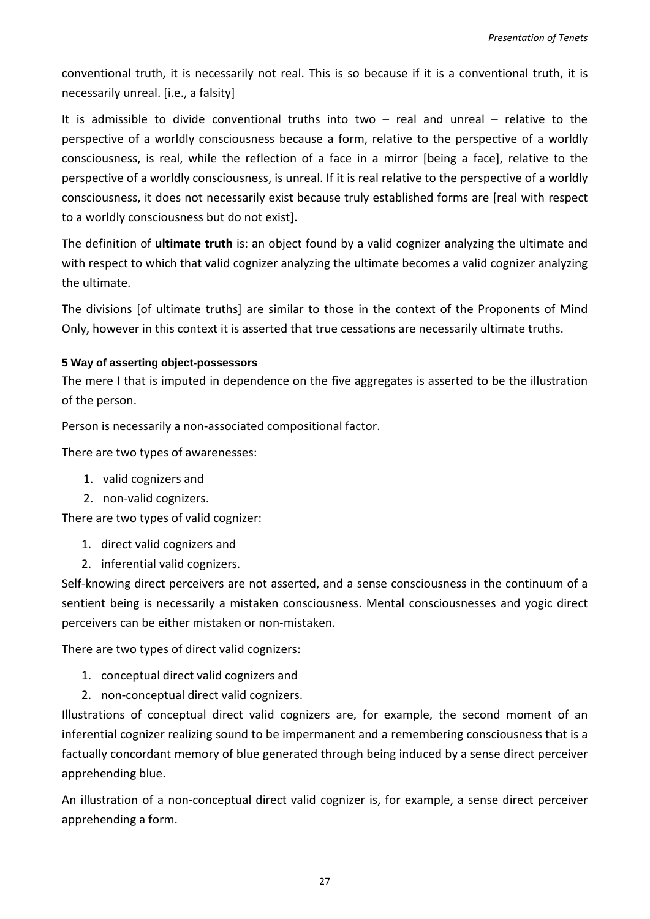conventional truth, it is necessarily not real. This is so because if it is a conventional truth, it is necessarily unreal. [i.e., a falsity]

It is admissible to divide conventional truths into two – real and unreal – relative to the perspective of a worldly consciousness because a form, relative to the perspective of a worldly consciousness, is real, while the reflection of a face in a mirror [being a face], relative to the perspective of a worldly consciousness, is unreal. If it is real relative to the perspective of a worldly consciousness, it does not necessarily exist because truly established forms are [real with respect to a worldly consciousness but do not exist].

The definition of **ultimate truth** is: an object found by a valid cognizer analyzing the ultimate and with respect to which that valid cognizer analyzing the ultimate becomes a valid cognizer analyzing the ultimate.

The divisions [of ultimate truths] are similar to those in the context of the Proponents of Mind Only, however in this context it is asserted that true cessations are necessarily ultimate truths.

#### 5 Way of asserting object-possessors

The mere I that is imputed in dependence on the five aggregates is asserted to be the illustration of the person.

Person is necessarily a non-associated compositional factor.

There are two types of awarenesses:

1. valid cognizers and
2. non-valid cognizers.

There are two types of valid cognizer:

1. direct valid cognizers and
2. inferential valid cognizers.

Self-knowing direct perceivers are not asserted, and a sense consciousness in the continuum of a sentient being is necessarily a mistaken consciousness. Mental consciousnesses and yogic direct perceivers can be either mistaken or non-mistaken.

There are two types of direct valid cognizers:

1. conceptual direct valid cognizers and
2. non-conceptual direct valid cognizers.

Illustrations of conceptual direct valid cognizers are, for example, the second moment of an inferential cognizer realizing sound to be impermanent and a remembering consciousness that is a factually concordant memory of blue generated through being induced by a sense direct perceiver apprehending blue.

An illustration of a non-conceptual direct valid cognizer is, for example, a sense direct perceiver apprehending a form.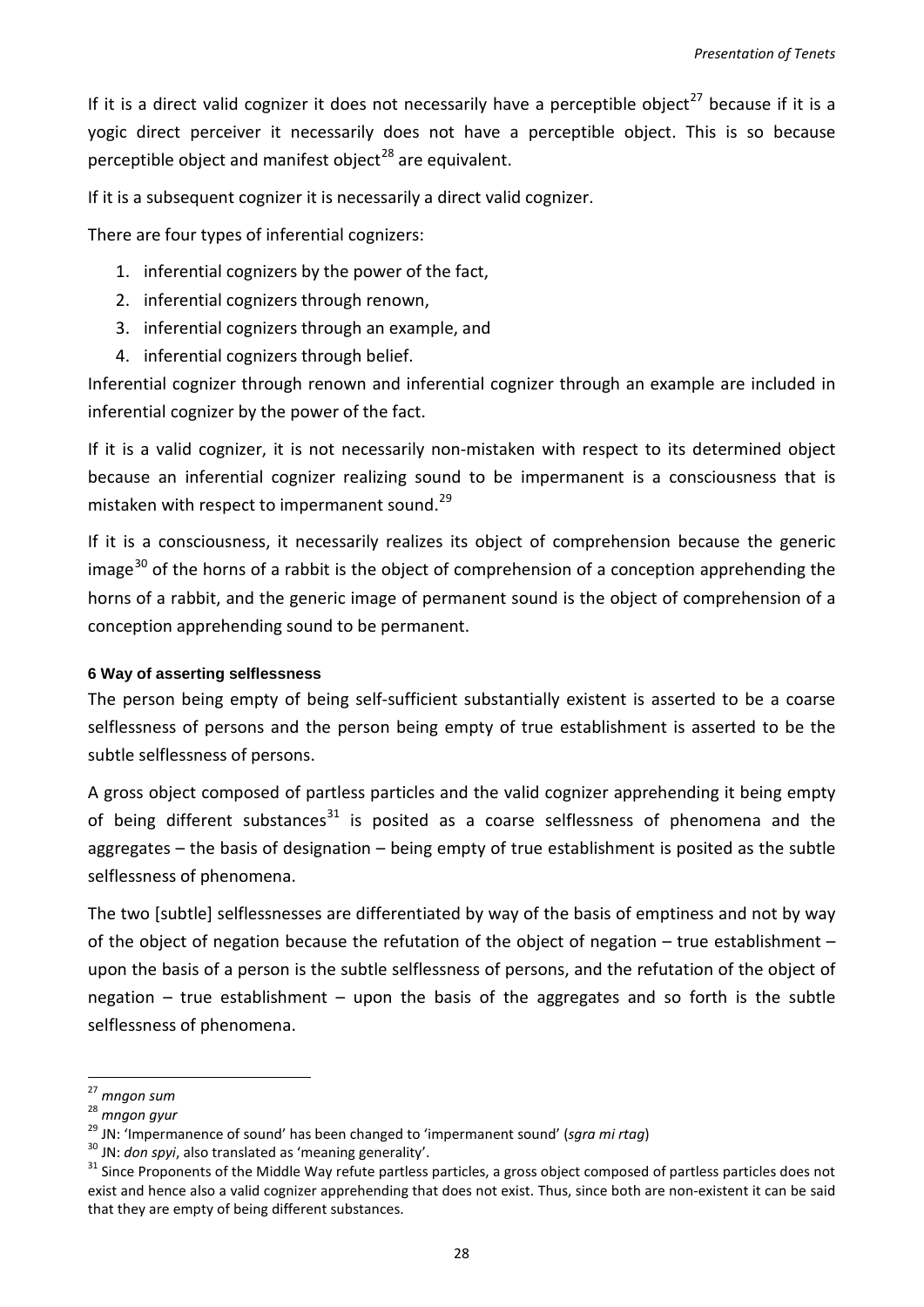If it is a direct valid cognizer it does not necessarily have a perceptible object[27] because if it is a yogic direct perceiver it necessarily does not have a perceptible object. This is so because perceptible object and manifest object[28] are equivalent.

If it is a subsequent cognizer it is necessarily a direct valid cognizer.

There are four types of inferential cognizers:

1. inferential cognizers by the power of the fact,
2. inferential cognizers through renown,
3. inferential cognizers through an example, and
4. inferential cognizers through belief.

Inferential cognizer through renown and inferential cognizer through an example are included in inferential cognizer by the power of the fact.

If it is a valid cognizer, it is not necessarily non-mistaken with respect to its determined object because an inferential cognizer realizing sound to be impermanent is a consciousness that is mistaken with respect to impermanent sound.[29]

If it is a consciousness, it necessarily realizes its object of comprehension because the generic image[30] of the horns of a rabbit is the object of comprehension of a conception apprehending the horns of a rabbit, and the generic image of permanent sound is the object of comprehension of a conception apprehending sound to be permanent.

#### 6 Way of asserting selflessness

The person being empty of being self-sufficient substantially existent is asserted to be a coarse selflessness of persons and the person being empty of true establishment is asserted to be the subtle selflessness of persons.

A gross object composed of partless particles and the valid cognizer apprehending it being empty of being different substances[31] is posited as a coarse selflessness of phenomena and the aggregates – the basis of designation – being empty of true establishment is posited as the subtle selflessness of phenomena.

The two [subtle] selflessnesses are differentiated by way of the basis of emptiness and not by way of the object of negation because the refutation of the object of negation – true establishment – upon the basis of a person is the subtle selflessness of persons, and the refutation of the object of negation – true establishment – upon the basis of the aggregates and so forth is the subtle selflessness of phenomena.

---

[27] *mngon sum*

[28] *mngon gyur*

[29] JN: 'Impermanence of sound' has been changed to 'impermanent sound' (*sgra mi rtag*)

[30] JN: *don spyi*, also translated as 'meaning generality'.

[31] Since Proponents of the Middle Way refute partless particles, a gross object composed of partless particles does not exist and hence also a valid cognizer apprehending that does not exist. Thus, since both are non-existent it can be said that they are empty of being different substances.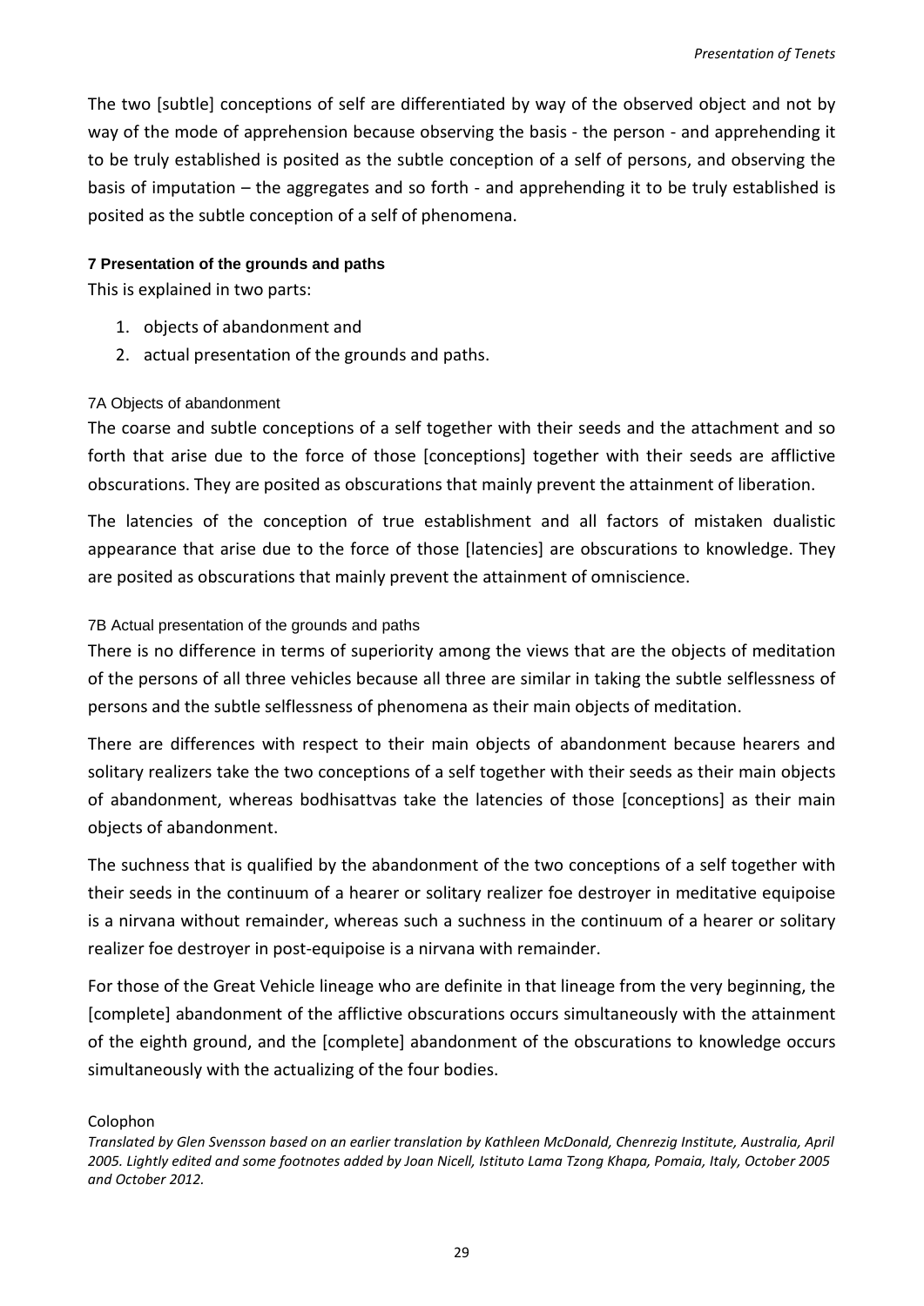The two [subtle] conceptions of self are differentiated by way of the observed object and not by way of the mode of apprehension because observing the basis - the person - and apprehending it to be truly established is posited as the subtle conception of a self of persons, and observing the basis of imputation – the aggregates and so forth - and apprehending it to be truly established is posited as the subtle conception of a self of phenomena.

## 7 Presentation of the grounds and paths

This is explained in two parts:

1. objects of abandonment and
2. actual presentation of the grounds and paths.

### 7A Objects of abandonment

The coarse and subtle conceptions of a self together with their seeds and the attachment and so forth that arise due to the force of those [conceptions] together with their seeds are afflictive obscurations. They are posited as obscurations that mainly prevent the attainment of liberation.

The latencies of the conception of true establishment and all factors of mistaken dualistic appearance that arise due to the force of those [latencies] are obscurations to knowledge. They are posited as obscurations that mainly prevent the attainment of omniscience.

### 7B Actual presentation of the grounds and paths

There is no difference in terms of superiority among the views that are the objects of meditation of the persons of all three vehicles because all three are similar in taking the subtle selflessness of persons and the subtle selflessness of phenomena as their main objects of meditation.

There are differences with respect to their main objects of abandonment because hearers and solitary realizers take the two conceptions of a self together with their seeds as their main objects of abandonment, whereas bodhisattvas take the latencies of those [conceptions] as their main objects of abandonment.

The suchness that is qualified by the abandonment of the two conceptions of a self together with their seeds in the continuum of a hearer or solitary realizer foe destroyer in meditative equipoise is a nirvana without remainder, whereas such a suchness in the continuum of a hearer or solitary realizer foe destroyer in post-equipoise is a nirvana with remainder.

For those of the Great Vehicle lineage who are definite in that lineage from the very beginning, the [complete] abandonment of the afflictive obscurations occurs simultaneously with the attainment of the eighth ground, and the [complete] abandonment of the obscurations to knowledge occurs simultaneously with the actualizing of the four bodies.

Colophon

*Translated by Glen Svensson based on an earlier translation by Kathleen McDonald, Chenrezig Institute, Australia, April 2005. Lightly edited and some footnotes added by Joan Nicell, Istituto Lama Tzong Khapa, Pomaia, Italy, October 2005 and October 2012.*